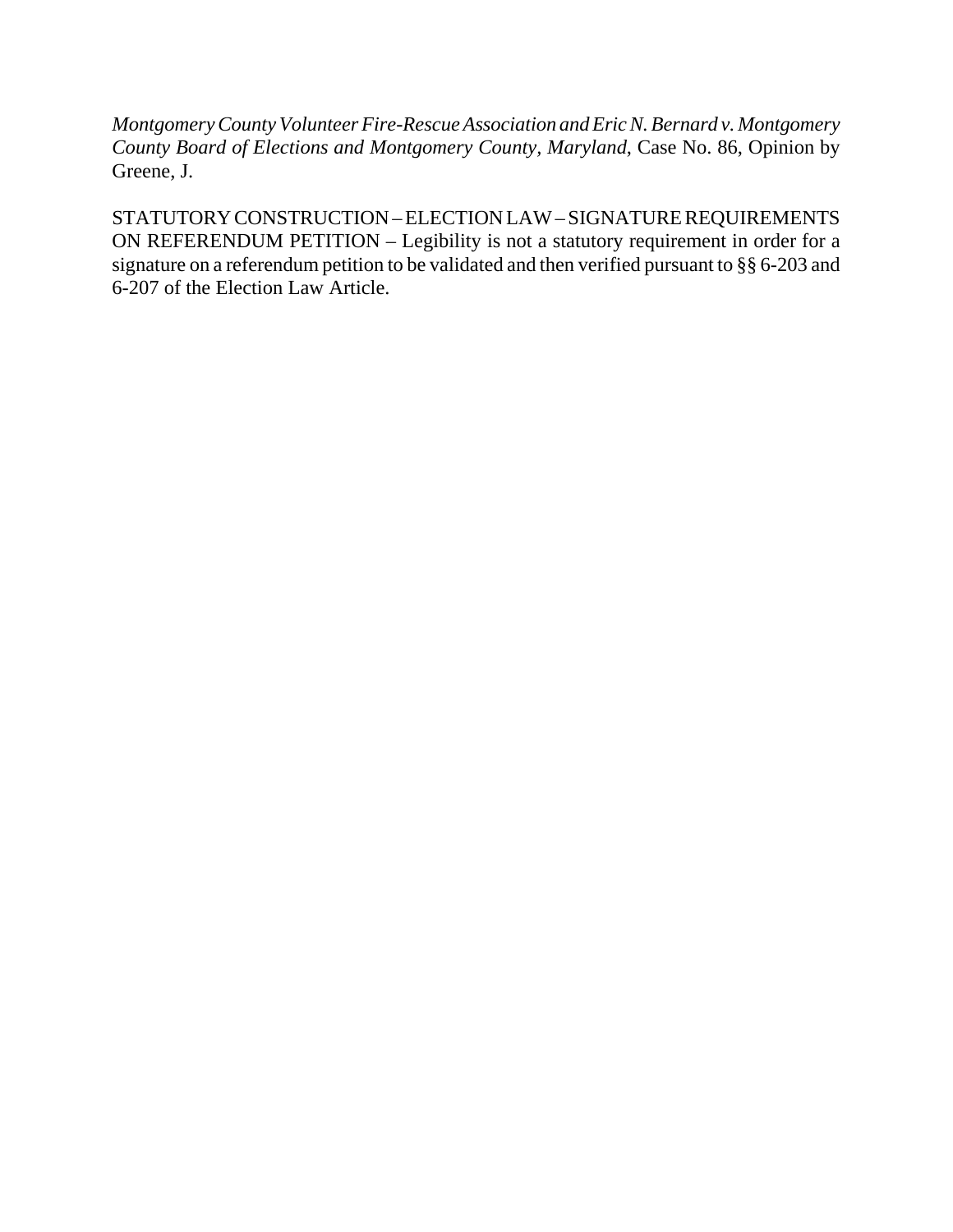*Montgomery County Volunteer Fire-Rescue Association and Eric N. Bernard v. Montgomery County Board of Elections and Montgomery County, Maryland*, Case No. 86, Opinion by Greene, J.

STATUTORY CONSTRUCTION – ELECTION LAW – SIGNATURE REQUIREMENTS ON REFERENDUM PETITION – Legibility is not a statutory requirement in order for a signature on a referendum petition to be validated and then verified pursuant to §§ 6-203 and 6-207 of the Election Law Article.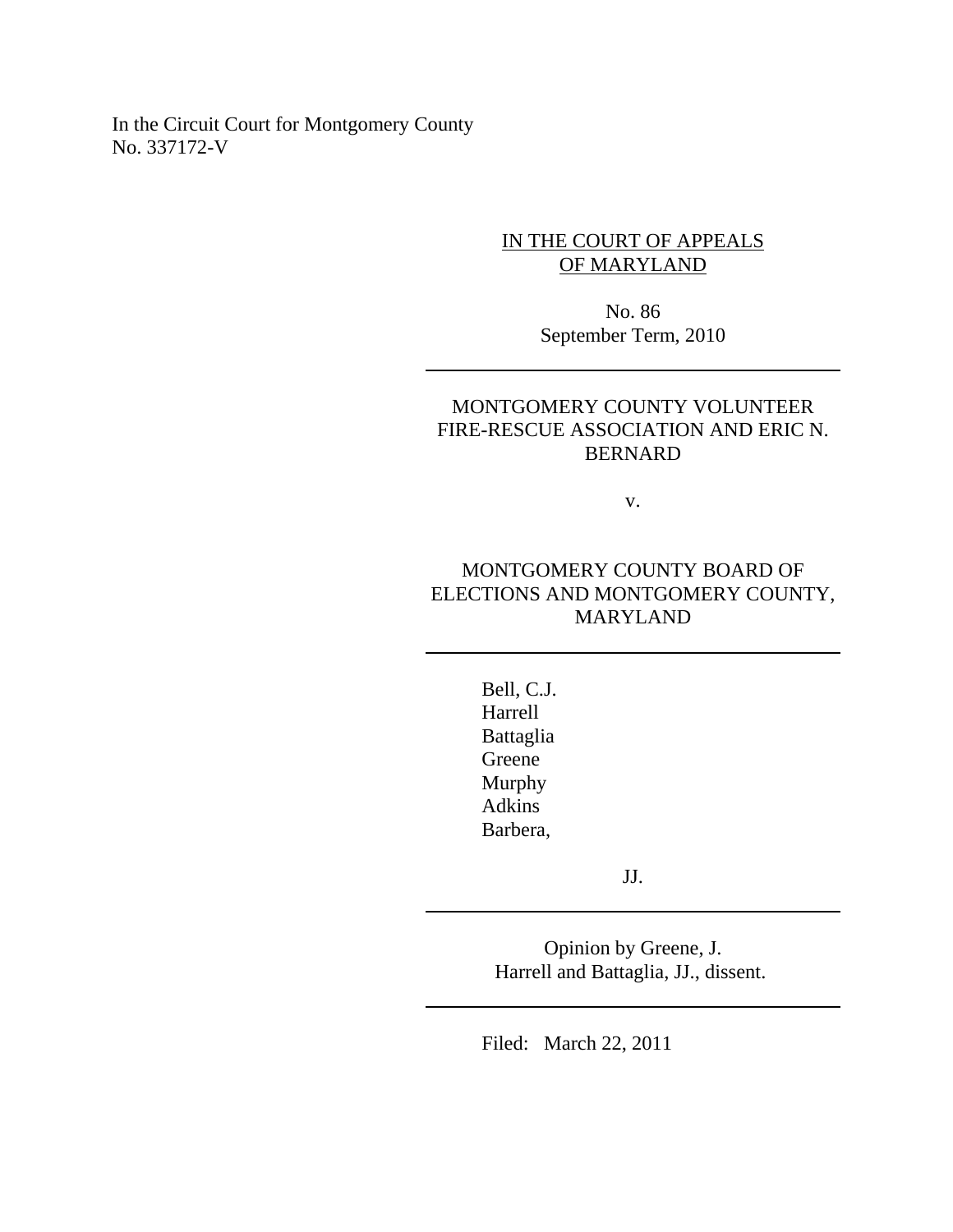In the Circuit Court for Montgomery County
No. 337172-V

IN THE COURT OF APPEALS
OF MARYLAND

No. 86
September Term, 2010

---

MONTGOMERY COUNTY VOLUNTEER FIRE-RESCUE ASSOCIATION AND ERIC N. BERNARD

v.

MONTGOMERY COUNTY BOARD OF ELECTIONS AND MONTGOMERY COUNTY, MARYLAND

---

Bell, C.J.
Harrell
Battaglia
Greene
Murphy
Adkins
Barbera,

JJ.

---

Opinion by Greene, J.
Harrell and Battaglia, JJ., dissent.

---

Filed: March 22, 2011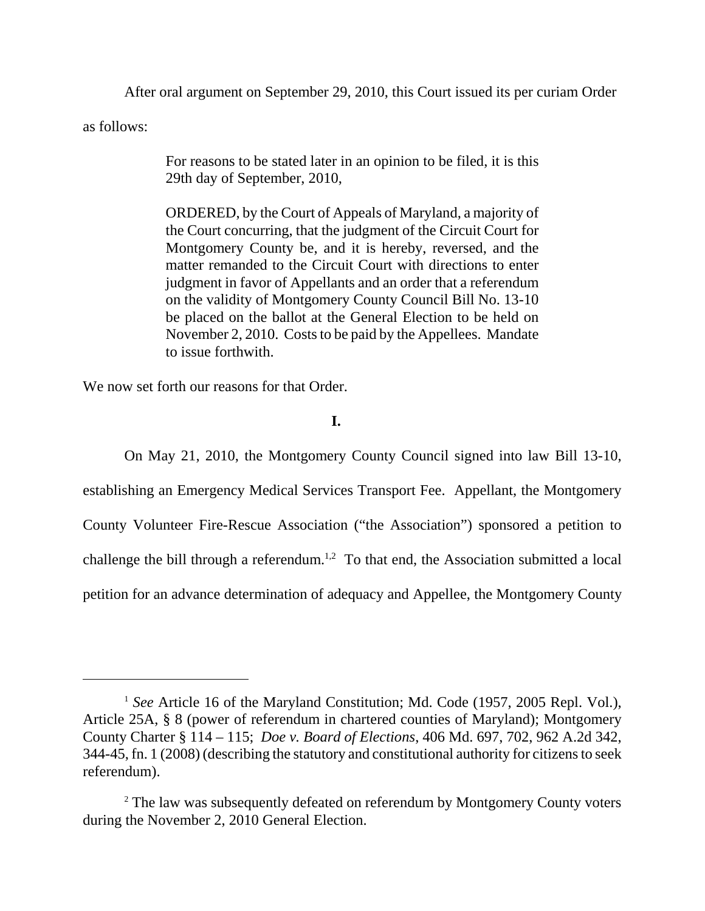After oral argument on September 29, 2010, this Court issued its per curiam Order as follows:

> For reasons to be stated later in an opinion to be filed, it is this 29th day of September, 2010,
>
> ORDERED, by the Court of Appeals of Maryland, a majority of the Court concurring, that the judgment of the Circuit Court for Montgomery County be, and it is hereby, reversed, and the matter remanded to the Circuit Court with directions to enter judgment in favor of Appellants and an order that a referendum on the validity of Montgomery County Council Bill No. 13-10 be placed on the ballot at the General Election to be held on November 2, 2010. Costs to be paid by the Appellees. Mandate to issue forthwith.

We now set forth our reasons for that Order.

**I.**

On May 21, 2010, the Montgomery County Council signed into law Bill 13-10, establishing an Emergency Medical Services Transport Fee. Appellant, the Montgomery County Volunteer Fire-Rescue Association ("the Association") sponsored a petition to challenge the bill through a referendum.[1,2] To that end, the Association submitted a local petition for an advance determination of adequacy and Appellee, the Montgomery County

---

[1] *See* Article 16 of the Maryland Constitution; Md. Code (1957, 2005 Repl. Vol.), Article 25A, § 8 (power of referendum in chartered counties of Maryland); Montgomery County Charter § 114 – 115; *Doe v. Board of Elections*, 406 Md. 697, 702, 962 A.2d 342, 344-45, fn. 1 (2008) (describing the statutory and constitutional authority for citizens to seek referendum).

[2] The law was subsequently defeated on referendum by Montgomery County voters during the November 2, 2010 General Election.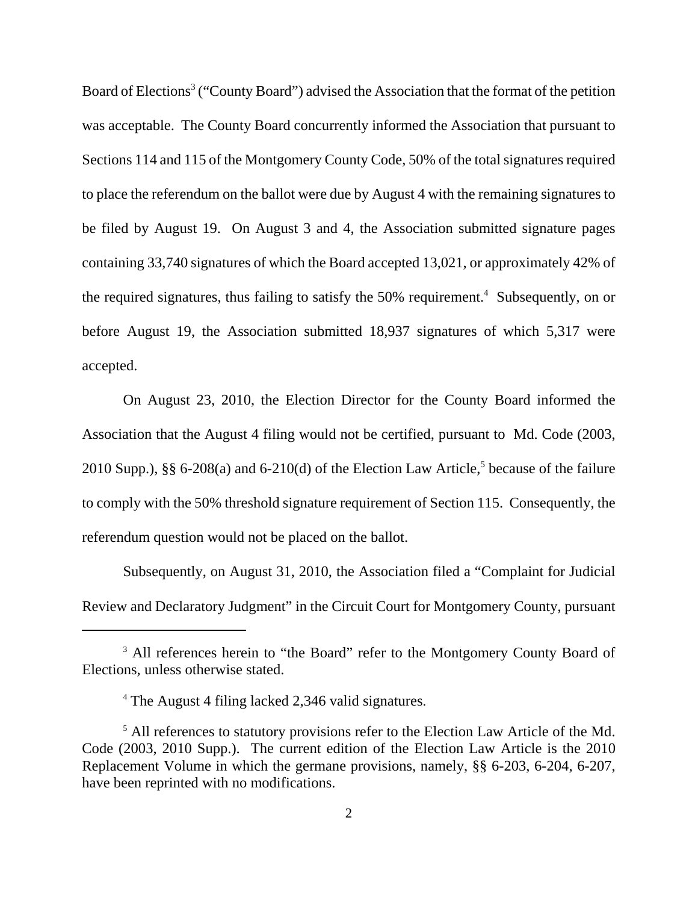Board of Elections[3] ("County Board") advised the Association that the format of the petition was acceptable. The County Board concurrently informed the Association that pursuant to Sections 114 and 115 of the Montgomery County Code, 50% of the total signatures required to place the referendum on the ballot were due by August 4 with the remaining signatures to be filed by August 19. On August 3 and 4, the Association submitted signature pages containing 33,740 signatures of which the Board accepted 13,021, or approximately 42% of the required signatures, thus failing to satisfy the 50% requirement.[4] Subsequently, on or before August 19, the Association submitted 18,937 signatures of which 5,317 were accepted.

On August 23, 2010, the Election Director for the County Board informed the Association that the August 4 filing would not be certified, pursuant to Md. Code (2003, 2010 Supp.), §§ 6-208(a) and 6-210(d) of the Election Law Article,[5] because of the failure to comply with the 50% threshold signature requirement of Section 115. Consequently, the referendum question would not be placed on the ballot.

Subsequently, on August 31, 2010, the Association filed a "Complaint for Judicial Review and Declaratory Judgment" in the Circuit Court for Montgomery County, pursuant

---

[3] All references herein to "the Board" refer to the Montgomery County Board of Elections, unless otherwise stated.

[4] The August 4 filing lacked 2,346 valid signatures.

[5] All references to statutory provisions refer to the Election Law Article of the Md. Code (2003, 2010 Supp.). The current edition of the Election Law Article is the 2010 Replacement Volume in which the germane provisions, namely, §§ 6-203, 6-204, 6-207, have been reprinted with no modifications.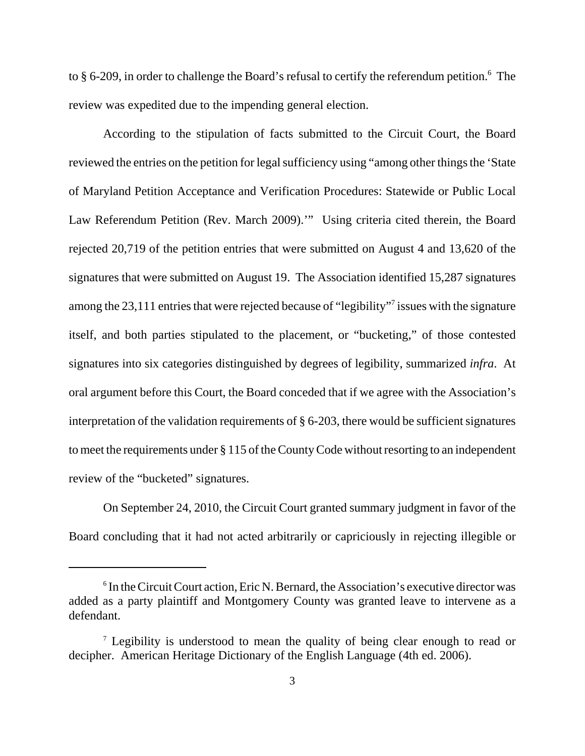to § 6-209, in order to challenge the Board's refusal to certify the referendum petition.[6] The review was expedited due to the impending general election.

According to the stipulation of facts submitted to the Circuit Court, the Board reviewed the entries on the petition for legal sufficiency using "among other things the 'State of Maryland Petition Acceptance and Verification Procedures: Statewide or Public Local Law Referendum Petition (Rev. March 2009).'" Using criteria cited therein, the Board rejected 20,719 of the petition entries that were submitted on August 4 and 13,620 of the signatures that were submitted on August 19. The Association identified 15,287 signatures among the 23,111 entries that were rejected because of "legibility"[7] issues with the signature itself, and both parties stipulated to the placement, or "bucketing," of those contested signatures into six categories distinguished by degrees of legibility, summarized *infra*. At oral argument before this Court, the Board conceded that if we agree with the Association's interpretation of the validation requirements of § 6-203, there would be sufficient signatures to meet the requirements under § 115 of the County Code without resorting to an independent review of the "bucketed" signatures.

On September 24, 2010, the Circuit Court granted summary judgment in favor of the Board concluding that it had not acted arbitrarily or capriciously in rejecting illegible or

---

[6] In the Circuit Court action, Eric N. Bernard, the Association's executive director was added as a party plaintiff and Montgomery County was granted leave to intervene as a defendant.

[7] Legibility is understood to mean the quality of being clear enough to read or decipher. American Heritage Dictionary of the English Language (4th ed. 2006).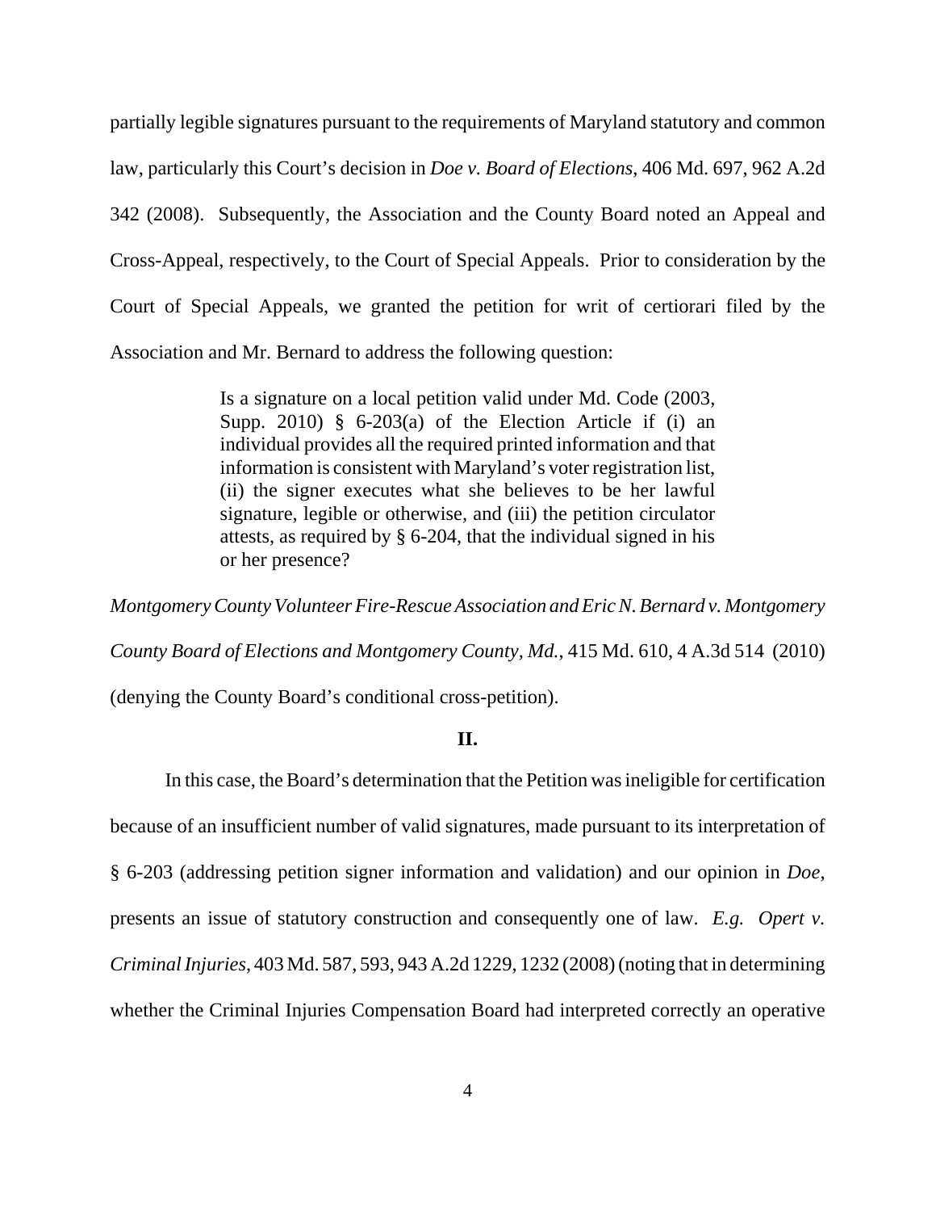partially legible signatures pursuant to the requirements of Maryland statutory and common law, particularly this Court's decision in *Doe v. Board of Elections*, 406 Md. 697, 962 A.2d 342 (2008). Subsequently, the Association and the County Board noted an Appeal and Cross-Appeal, respectively, to the Court of Special Appeals. Prior to consideration by the Court of Special Appeals, we granted the petition for writ of certiorari filed by the Association and Mr. Bernard to address the following question:

> Is a signature on a local petition valid under Md. Code (2003, Supp. 2010) § 6-203(a) of the Election Article if (i) an individual provides all the required printed information and that information is consistent with Maryland's voter registration list, (ii) the signer executes what she believes to be her lawful signature, legible or otherwise, and (iii) the petition circulator attests, as required by § 6-204, that the individual signed in his or her presence?

*Montgomery County Volunteer Fire-Rescue Association and Eric N. Bernard v. Montgomery County Board of Elections and Montgomery County, Md.*, 415 Md. 610, 4 A.3d 514 (2010) (denying the County Board's conditional cross-petition).

**II.**

In this case, the Board's determination that the Petition was ineligible for certification because of an insufficient number of valid signatures, made pursuant to its interpretation of § 6-203 (addressing petition signer information and validation) and our opinion in *Doe*, presents an issue of statutory construction and consequently one of law. *E.g. Opert v. Criminal Injuries*, 403 Md. 587, 593, 943 A.2d 1229, 1232 (2008) (noting that in determining whether the Criminal Injuries Compensation Board had interpreted correctly an operative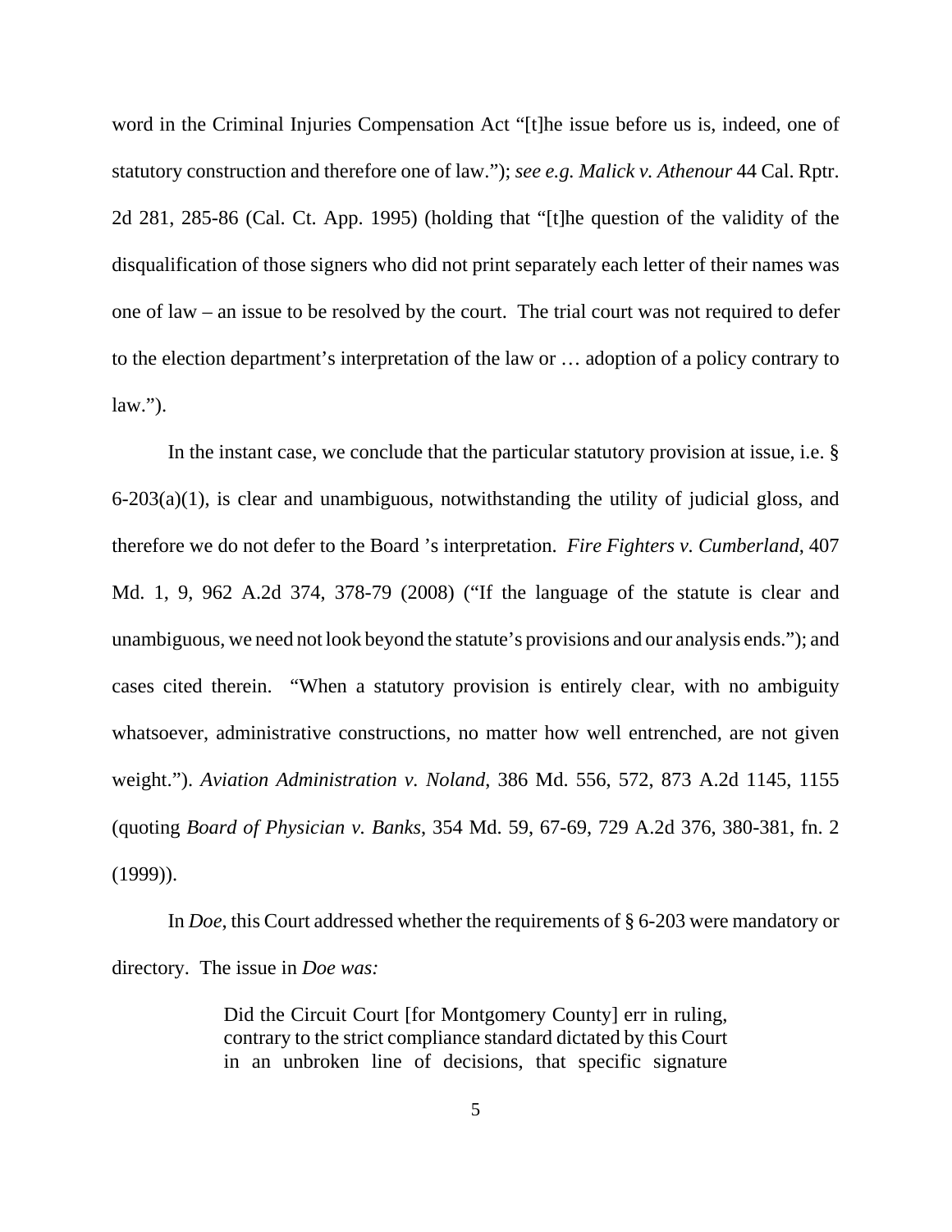word in the Criminal Injuries Compensation Act "[t]he issue before us is, indeed, one of statutory construction and therefore one of law."); *see e.g. Malick v. Athenour* 44 Cal. Rptr. 2d 281, 285-86 (Cal. Ct. App. 1995) (holding that "[t]he question of the validity of the disqualification of those signers who did not print separately each letter of their names was one of law – an issue to be resolved by the court. The trial court was not required to defer to the election department's interpretation of the law or … adoption of a policy contrary to law.").

In the instant case, we conclude that the particular statutory provision at issue, i.e. § 6-203(a)(1), is clear and unambiguous, notwithstanding the utility of judicial gloss, and therefore we do not defer to the Board 's interpretation. *Fire Fighters v. Cumberland*, 407 Md. 1, 9, 962 A.2d 374, 378-79 (2008) ("If the language of the statute is clear and unambiguous, we need not look beyond the statute's provisions and our analysis ends."); and cases cited therein. "When a statutory provision is entirely clear, with no ambiguity whatsoever, administrative constructions, no matter how well entrenched, are not given weight."). *Aviation Administration v. Noland*, 386 Md. 556, 572, 873 A.2d 1145, 1155 (quoting *Board of Physician v. Banks*, 354 Md. 59, 67-69, 729 A.2d 376, 380-381, fn. 2 (1999)).

In *Doe*, this Court addressed whether the requirements of § 6-203 were mandatory or directory. The issue in *Doe was:*

> Did the Circuit Court [for Montgomery County] err in ruling, contrary to the strict compliance standard dictated by this Court in an unbroken line of decisions, that specific signature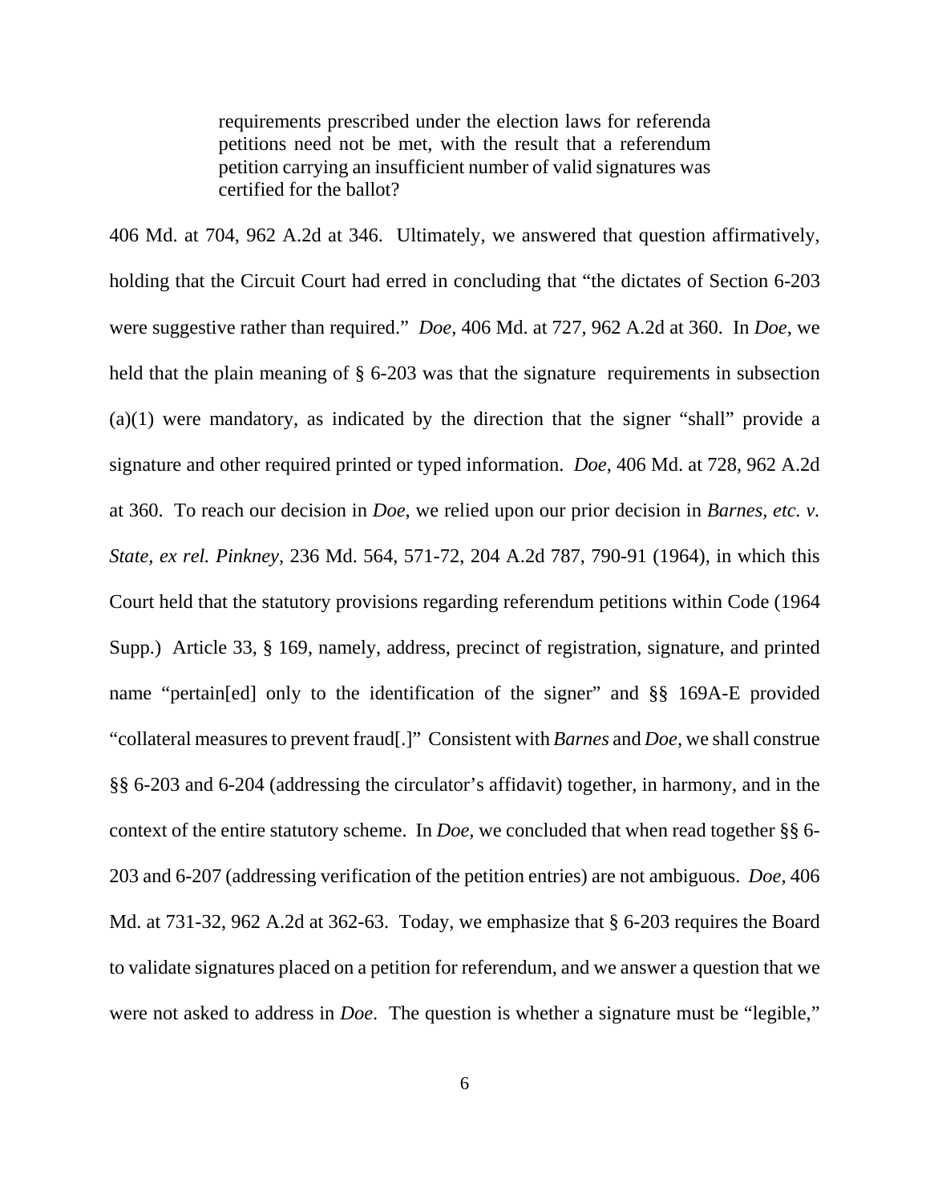> requirements prescribed under the election laws for referenda petitions need not be met, with the result that a referendum petition carrying an insufficient number of valid signatures was certified for the ballot?

406 Md. at 704, 962 A.2d at 346. Ultimately, we answered that question affirmatively, holding that the Circuit Court had erred in concluding that "the dictates of Section 6-203 were suggestive rather than required." *Doe*, 406 Md. at 727, 962 A.2d at 360. In *Doe*, we held that the plain meaning of § 6-203 was that the signature requirements in subsection (a)(1) were mandatory, as indicated by the direction that the signer "shall" provide a signature and other required printed or typed information. *Doe*, 406 Md. at 728, 962 A.2d at 360. To reach our decision in *Doe*, we relied upon our prior decision in *Barnes, etc. v. State, ex rel. Pinkney*, 236 Md. 564, 571-72, 204 A.2d 787, 790-91 (1964), in which this Court held that the statutory provisions regarding referendum petitions within Code (1964 Supp.) Article 33, § 169, namely, address, precinct of registration, signature, and printed name "pertain[ed] only to the identification of the signer" and §§ 169A-E provided "collateral measures to prevent fraud[.]" Consistent with *Barnes* and *Doe*, we shall construe §§ 6-203 and 6-204 (addressing the circulator's affidavit) together, in harmony, and in the context of the entire statutory scheme. In *Doe*, we concluded that when read together §§ 6-203 and 6-207 (addressing verification of the petition entries) are not ambiguous. *Doe*, 406 Md. at 731-32, 962 A.2d at 362-63. Today, we emphasize that § 6-203 requires the Board to validate signatures placed on a petition for referendum, and we answer a question that we were not asked to address in *Doe*. The question is whether a signature must be "legible,"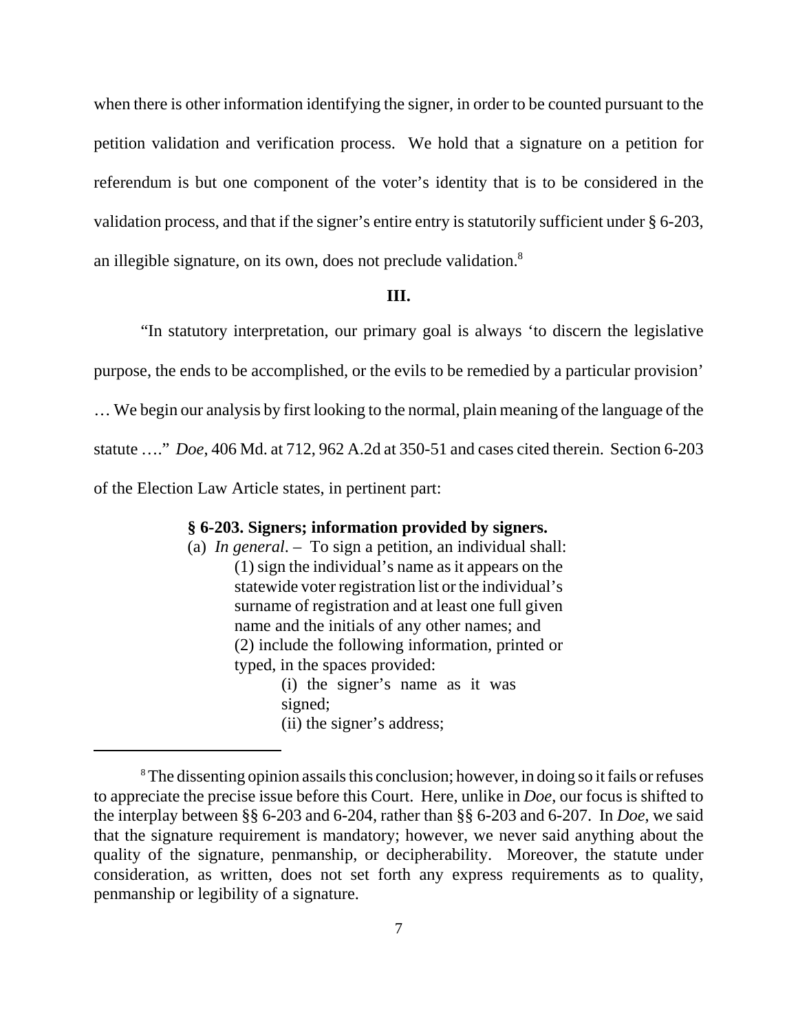when there is other information identifying the signer, in order to be counted pursuant to the petition validation and verification process. We hold that a signature on a petition for referendum is but one component of the voter's identity that is to be considered in the validation process, and that if the signer's entire entry is statutorily sufficient under § 6-203, an illegible signature, on its own, does not preclude validation.[8]

## III.

"In statutory interpretation, our primary goal is always 'to discern the legislative purpose, the ends to be accomplished, or the evils to be remedied by a particular provision' … We begin our analysis by first looking to the normal, plain meaning of the language of the statute …." *Doe*, 406 Md. at 712, 962 A.2d at 350-51 and cases cited therein. Section 6-203 of the Election Law Article states, in pertinent part:

> **§ 6-203. Signers; information provided by signers.**
>
> (a) *In general*. – To sign a petition, an individual shall:
>
> (1) sign the individual's name as it appears on the statewide voter registration list or the individual's surname of registration and at least one full given name and the initials of any other names; and
>
> (2) include the following information, printed or typed, in the spaces provided:
>
> (i) the signer's name as it was signed;
>
> (ii) the signer's address;

---

[8] The dissenting opinion assails this conclusion; however, in doing so it fails or refuses to appreciate the precise issue before this Court. Here, unlike in *Doe*, our focus is shifted to the interplay between §§ 6-203 and 6-204, rather than §§ 6-203 and 6-207. In *Doe*, we said that the signature requirement is mandatory; however, we never said anything about the quality of the signature, penmanship, or decipherability. Moreover, the statute under consideration, as written, does not set forth any express requirements as to quality, penmanship or legibility of a signature.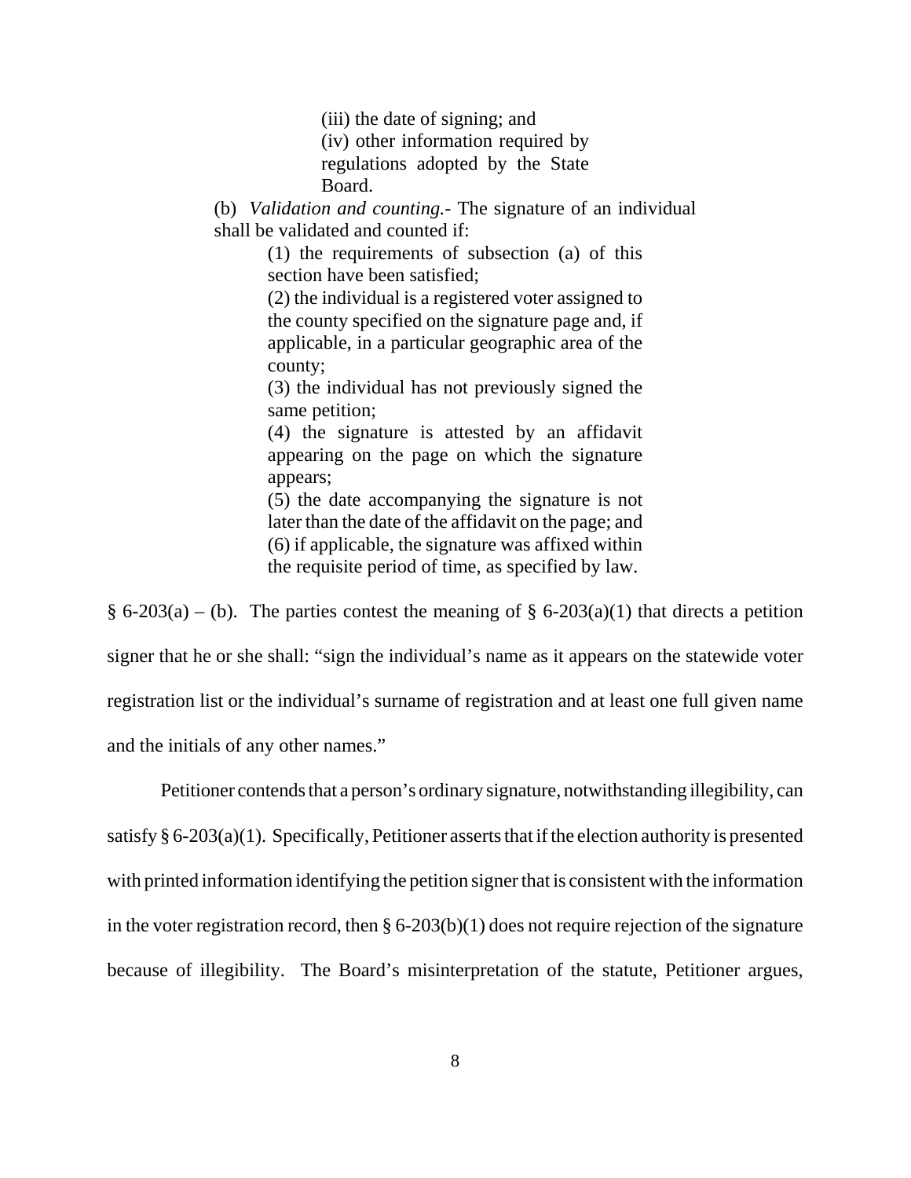> (iii) the date of signing; and
>
> (iv) other information required by regulations adopted by the State Board.
>
> (b) *Validation and counting.*- The signature of an individual shall be validated and counted if:
>
> (1) the requirements of subsection (a) of this section have been satisfied;
>
> (2) the individual is a registered voter assigned to the county specified on the signature page and, if applicable, in a particular geographic area of the county;
>
> (3) the individual has not previously signed the same petition;
>
> (4) the signature is attested by an affidavit appearing on the page on which the signature appears;
>
> (5) the date accompanying the signature is not later than the date of the affidavit on the page; and
>
> (6) if applicable, the signature was affixed within the requisite period of time, as specified by law.

§ 6-203(a) – (b). The parties contest the meaning of § 6-203(a)(1) that directs a petition signer that he or she shall: "sign the individual's name as it appears on the statewide voter registration list or the individual's surname of registration and at least one full given name and the initials of any other names."

Petitioner contends that a person's ordinary signature, notwithstanding illegibility, can satisfy § 6-203(a)(1). Specifically, Petitioner asserts that if the election authority is presented with printed information identifying the petition signer that is consistent with the information in the voter registration record, then § 6-203(b)(1) does not require rejection of the signature because of illegibility. The Board's misinterpretation of the statute, Petitioner argues,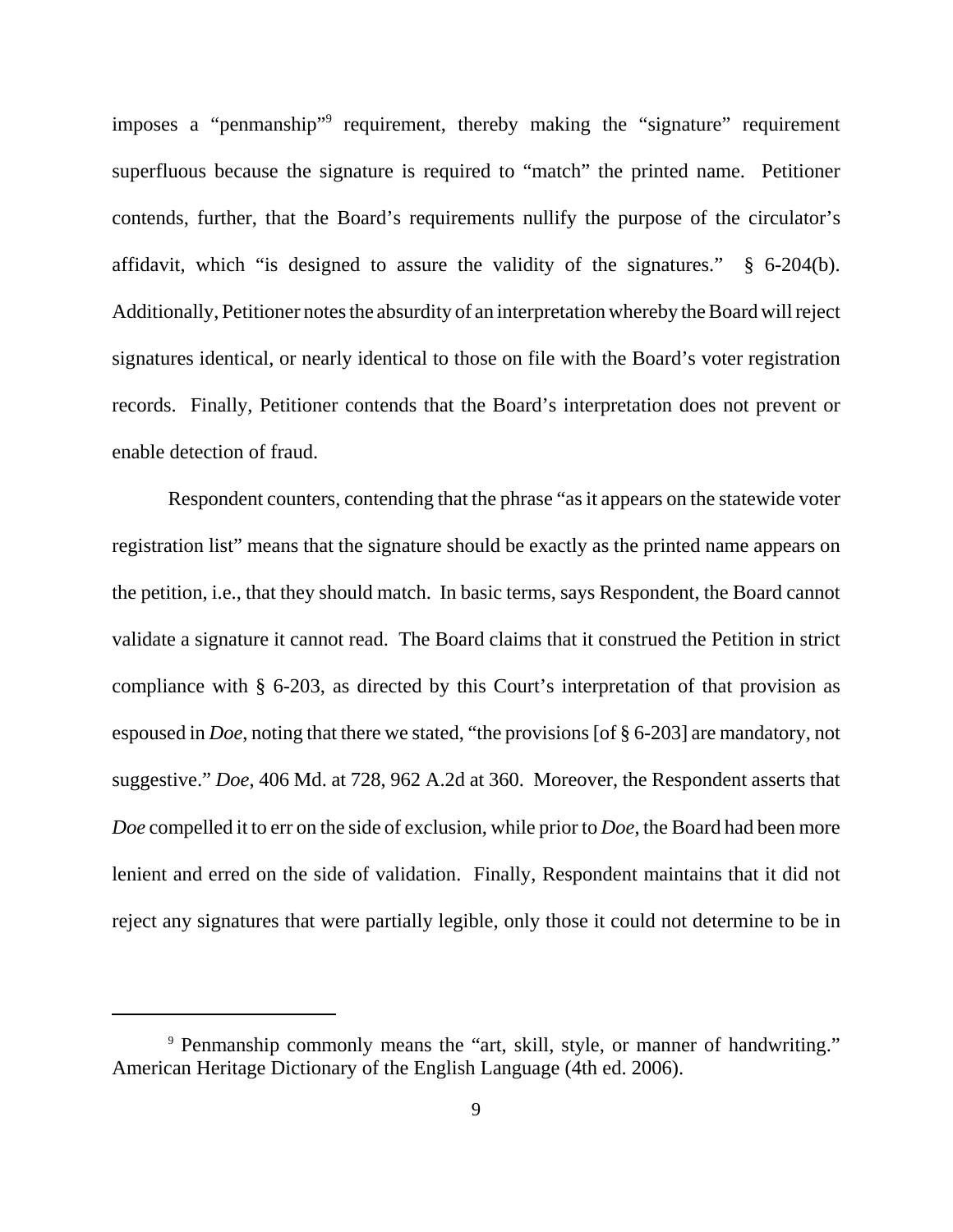imposes a "penmanship"[9] requirement, thereby making the "signature" requirement superfluous because the signature is required to "match" the printed name. Petitioner contends, further, that the Board's requirements nullify the purpose of the circulator's affidavit, which "is designed to assure the validity of the signatures." § 6-204(b). Additionally, Petitioner notes the absurdity of an interpretation whereby the Board will reject signatures identical, or nearly identical to those on file with the Board's voter registration records. Finally, Petitioner contends that the Board's interpretation does not prevent or enable detection of fraud.

Respondent counters, contending that the phrase "as it appears on the statewide voter registration list" means that the signature should be exactly as the printed name appears on the petition, i.e., that they should match. In basic terms, says Respondent, the Board cannot validate a signature it cannot read. The Board claims that it construed the Petition in strict compliance with § 6-203, as directed by this Court's interpretation of that provision as espoused in *Doe*, noting that there we stated, "the provisions [of § 6-203] are mandatory, not suggestive." *Doe*, 406 Md. at 728, 962 A.2d at 360. Moreover, the Respondent asserts that *Doe* compelled it to err on the side of exclusion, while prior to *Doe*, the Board had been more lenient and erred on the side of validation. Finally, Respondent maintains that it did not reject any signatures that were partially legible, only those it could not determine to be in

---

[9] Penmanship commonly means the "art, skill, style, or manner of handwriting." American Heritage Dictionary of the English Language (4th ed. 2006).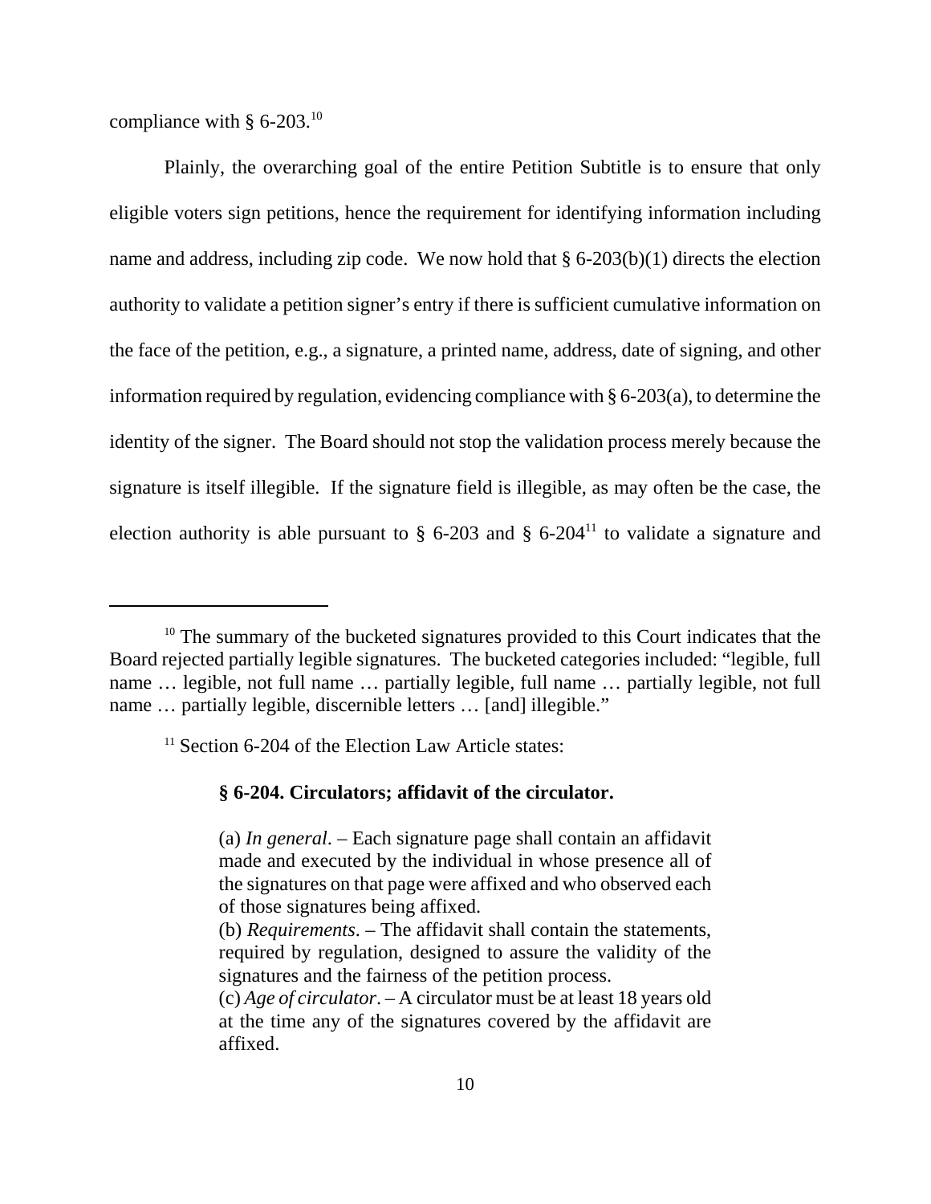compliance with § 6-203.[10]

Plainly, the overarching goal of the entire Petition Subtitle is to ensure that only eligible voters sign petitions, hence the requirement for identifying information including name and address, including zip code. We now hold that § 6-203(b)(1) directs the election authority to validate a petition signer's entry if there is sufficient cumulative information on the face of the petition, e.g., a signature, a printed name, address, date of signing, and other information required by regulation, evidencing compliance with § 6-203(a), to determine the identity of the signer. The Board should not stop the validation process merely because the signature is itself illegible. If the signature field is illegible, as may often be the case, the election authority is able pursuant to § 6-203 and § 6-204[11] to validate a signature and

---

[10] The summary of the bucketed signatures provided to this Court indicates that the Board rejected partially legible signatures. The bucketed categories included: "legible, full name … legible, not full name … partially legible, full name … partially legible, not full name … partially legible, discernible letters … [and] illegible."

[11] Section 6-204 of the Election Law Article states:

> **§ 6-204. Circulators; affidavit of the circulator.**
>
> (a) *In general*. – Each signature page shall contain an affidavit made and executed by the individual in whose presence all of the signatures on that page were affixed and who observed each of those signatures being affixed.
>
> (b) *Requirements*. – The affidavit shall contain the statements, required by regulation, designed to assure the validity of the signatures and the fairness of the petition process.
>
> (c) *Age of circulator*. – A circulator must be at least 18 years old at the time any of the signatures covered by the affidavit are affixed.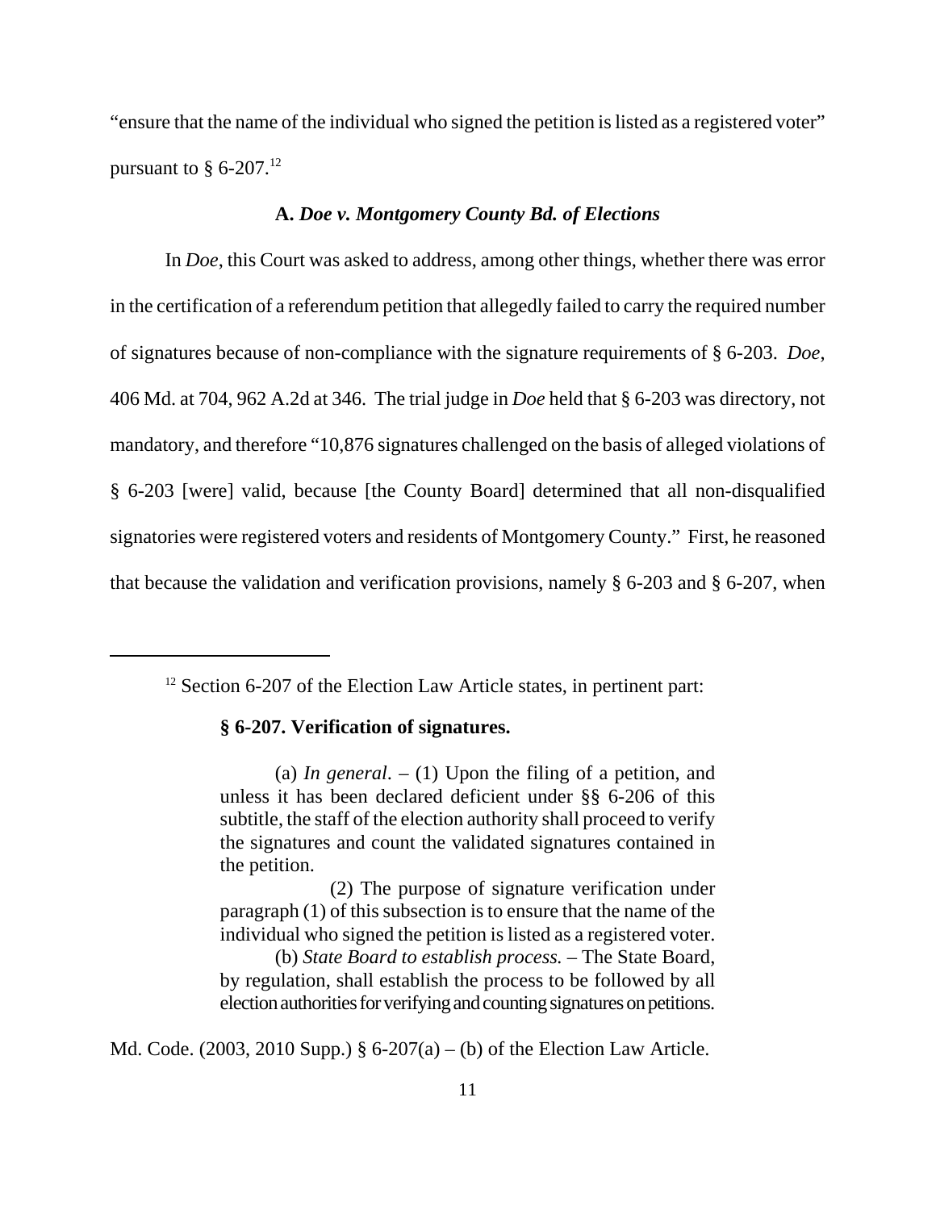"ensure that the name of the individual who signed the petition is listed as a registered voter" pursuant to § 6-207.[12]

### A. *Doe v. Montgomery County Bd. of Elections*

In *Doe*, this Court was asked to address, among other things, whether there was error in the certification of a referendum petition that allegedly failed to carry the required number of signatures because of non-compliance with the signature requirements of § 6-203. *Doe*, 406 Md. at 704, 962 A.2d at 346. The trial judge in *Doe* held that § 6-203 was directory, not mandatory, and therefore "10,876 signatures challenged on the basis of alleged violations of § 6-203 [were] valid, because [the County Board] determined that all non-disqualified signatories were registered voters and residents of Montgomery County." First, he reasoned that because the validation and verification provisions, namely § 6-203 and § 6-207, when

---

[12] Section 6-207 of the Election Law Article states, in pertinent part:

> **§ 6-207. Verification of signatures.**
>
> (a) *In general*. – (1) Upon the filing of a petition, and unless it has been declared deficient under §§ 6-206 of this subtitle, the staff of the election authority shall proceed to verify the signatures and count the validated signatures contained in the petition.
>
> (2) The purpose of signature verification under paragraph (1) of this subsection is to ensure that the name of the individual who signed the petition is listed as a registered voter.
>
> (b) *State Board to establish process.* – The State Board, by regulation, shall establish the process to be followed by all election authorities for verifying and counting signatures on petitions.

Md. Code. (2003, 2010 Supp.) § 6-207(a) – (b) of the Election Law Article.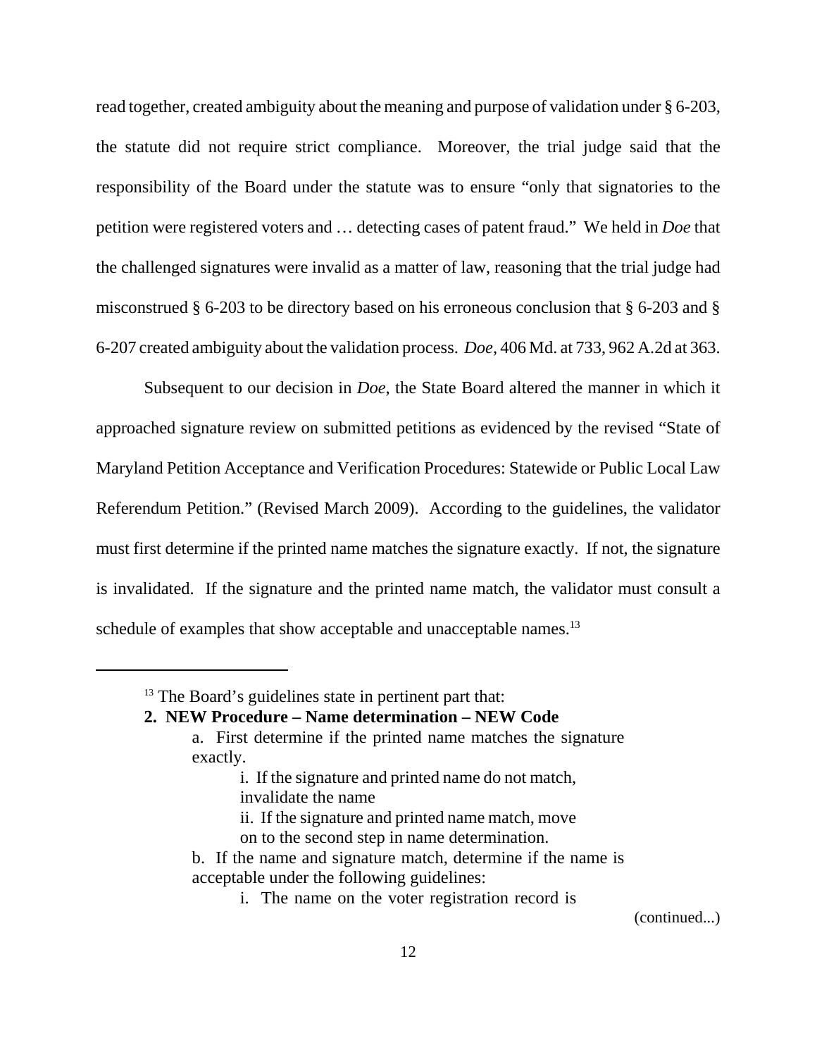read together, created ambiguity about the meaning and purpose of validation under § 6-203, the statute did not require strict compliance. Moreover, the trial judge said that the responsibility of the Board under the statute was to ensure "only that signatories to the petition were registered voters and … detecting cases of patent fraud." We held in *Doe* that the challenged signatures were invalid as a matter of law, reasoning that the trial judge had misconstrued § 6-203 to be directory based on his erroneous conclusion that § 6-203 and § 6-207 created ambiguity about the validation process. *Doe*, 406 Md. at 733, 962 A.2d at 363.

Subsequent to our decision in *Doe*, the State Board altered the manner in which it approached signature review on submitted petitions as evidenced by the revised "State of Maryland Petition Acceptance and Verification Procedures: Statewide or Public Local Law Referendum Petition." (Revised March 2009). According to the guidelines, the validator must first determine if the printed name matches the signature exactly. If not, the signature is invalidated. If the signature and the printed name match, the validator must consult a schedule of examples that show acceptable and unacceptable names.[13]

---

[13] The Board's guidelines state in pertinent part that:

**2. NEW Procedure – Name determination – NEW Code**

> a. First determine if the printed name matches the signature exactly.
>
> > i. If the signature and printed name do not match, invalidate the name
> >
> > ii. If the signature and printed name match, move on to the second step in name determination.
>
> b. If the name and signature match, determine if the name is acceptable under the following guidelines:
>
> > i. The name on the voter registration record is

(continued...)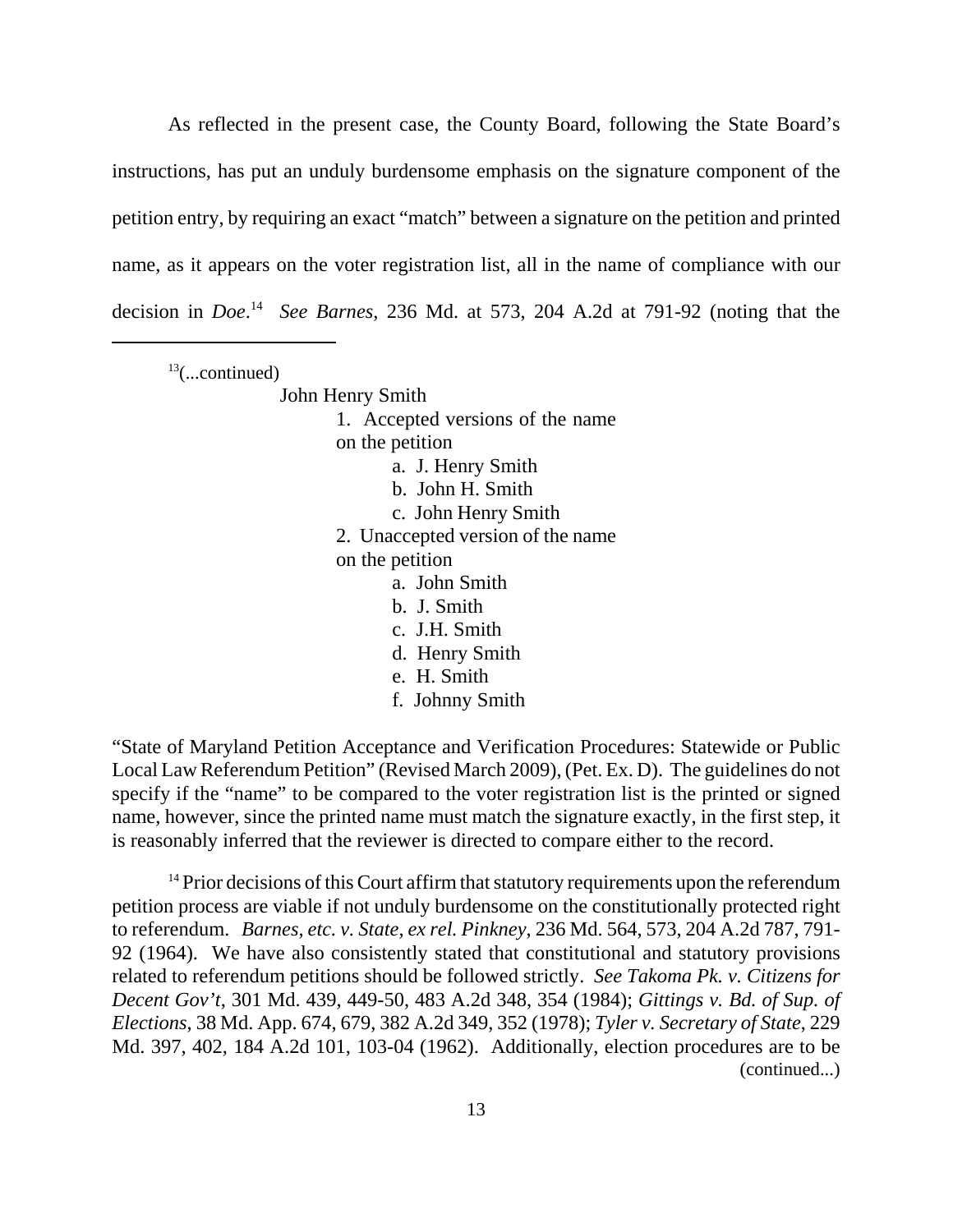As reflected in the present case, the County Board, following the State Board's instructions, has put an unduly burdensome emphasis on the signature component of the petition entry, by requiring an exact "match" between a signature on the petition and printed name, as it appears on the voter registration list, all in the name of compliance with our decision in *Doe*.[14] *See Barnes*, 236 Md. at 573, 204 A.2d at 791-92 (noting that the

---

[13](...continued)

John Henry Smith

1. Accepted versions of the name on the petition
   - a. J. Henry Smith
   - b. John H. Smith
   - c. John Henry Smith
2. Unaccepted version of the name on the petition
   - a. John Smith
   - b. J. Smith
   - c. J.H. Smith
   - d. Henry Smith
   - e. H. Smith
   - f. Johnny Smith

"State of Maryland Petition Acceptance and Verification Procedures: Statewide or Public Local Law Referendum Petition" (Revised March 2009), (Pet. Ex. D). The guidelines do not specify if the "name" to be compared to the voter registration list is the printed or signed name, however, since the printed name must match the signature exactly, in the first step, it is reasonably inferred that the reviewer is directed to compare either to the record.

[14] Prior decisions of this Court affirm that statutory requirements upon the referendum petition process are viable if not unduly burdensome on the constitutionally protected right to referendum. *Barnes, etc. v. State, ex rel. Pinkney*, 236 Md. 564, 573, 204 A.2d 787, 791-92 (1964). We have also consistently stated that constitutional and statutory provisions related to referendum petitions should be followed strictly. *See Takoma Pk. v. Citizens for Decent Gov't*, 301 Md. 439, 449-50, 483 A.2d 348, 354 (1984); *Gittings v. Bd. of Sup. of Elections*, 38 Md. App. 674, 679, 382 A.2d 349, 352 (1978); *Tyler v. Secretary of State*, 229 Md. 397, 402, 184 A.2d 101, 103-04 (1962). Additionally, election procedures are to be (continued...)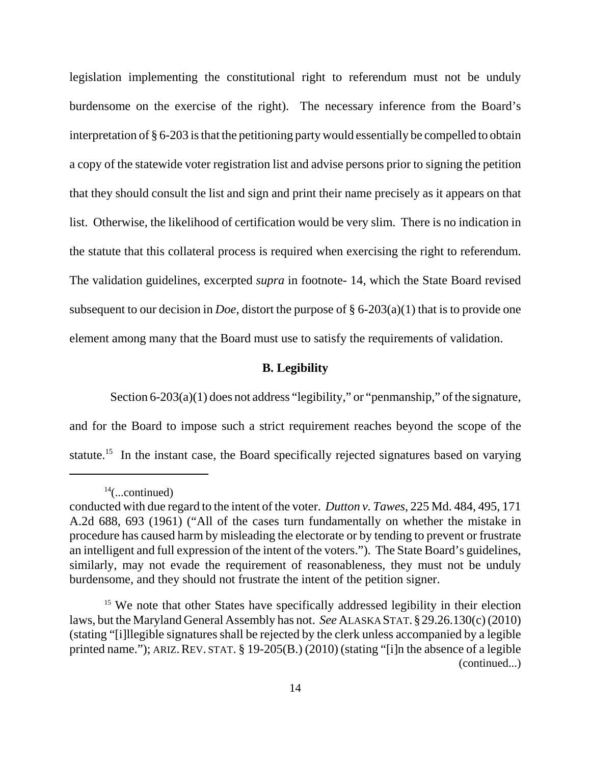legislation implementing the constitutional right to referendum must not be unduly burdensome on the exercise of the right). The necessary inference from the Board's interpretation of § 6-203 is that the petitioning party would essentially be compelled to obtain a copy of the statewide voter registration list and advise persons prior to signing the petition that they should consult the list and sign and print their name precisely as it appears on that list. Otherwise, the likelihood of certification would be very slim. There is no indication in the statute that this collateral process is required when exercising the right to referendum. The validation guidelines, excerpted *supra* in footnote- 14, which the State Board revised subsequent to our decision in *Doe*, distort the purpose of § 6-203(a)(1) that is to provide one element among many that the Board must use to satisfy the requirements of validation.

### B. Legibility

Section 6-203(a)(1) does not address "legibility," or "penmanship," of the signature, and for the Board to impose such a strict requirement reaches beyond the scope of the statute.[15] In the instant case, the Board specifically rejected signatures based on varying

---

[14](...continued)
conducted with due regard to the intent of the voter. *Dutton v. Tawes*, 225 Md. 484, 495, 171 A.2d 688, 693 (1961) ("All of the cases turn fundamentally on whether the mistake in procedure has caused harm by misleading the electorate or by tending to prevent or frustrate an intelligent and full expression of the intent of the voters."). The State Board's guidelines, similarly, may not evade the requirement of reasonableness, they must not be unduly burdensome, and they should not frustrate the intent of the petition signer.

[15] We note that other States have specifically addressed legibility in their election laws, but the Maryland General Assembly has not. *See* ALASKA STAT. § 29.26.130(c) (2010) (stating "[i]llegible signatures shall be rejected by the clerk unless accompanied by a legible printed name."); ARIZ. REV. STAT. § 19-205(B.) (2010) (stating "[i]n the absence of a legible (continued...)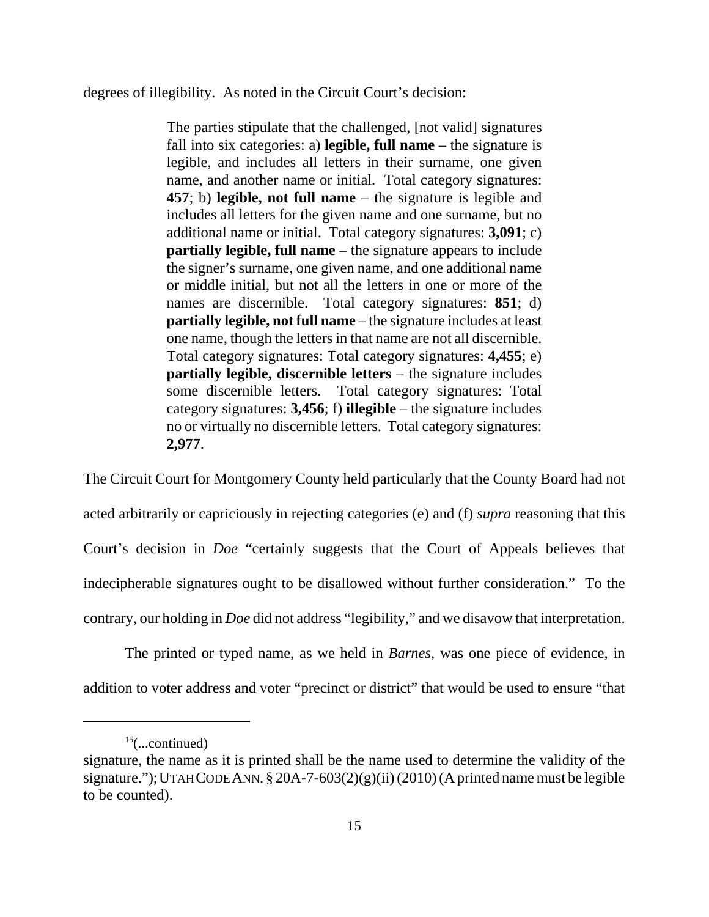degrees of illegibility. As noted in the Circuit Court's decision:

> The parties stipulate that the challenged, [not valid] signatures fall into six categories: a) **legible, full name** – the signature is legible, and includes all letters in their surname, one given name, and another name or initial. Total category signatures: **457**; b) **legible, not full name** – the signature is legible and includes all letters for the given name and one surname, but no additional name or initial. Total category signatures: **3,091**; c) **partially legible, full name** – the signature appears to include the signer's surname, one given name, and one additional name or middle initial, but not all the letters in one or more of the names are discernible. Total category signatures: **851**; d) **partially legible, not full name** – the signature includes at least one name, though the letters in that name are not all discernible. Total category signatures: Total category signatures: **4,455**; e) **partially legible, discernible letters** – the signature includes some discernible letters. Total category signatures: Total category signatures: **3,456**; f) **illegible** – the signature includes no or virtually no discernible letters. Total category signatures: **2,977**.

The Circuit Court for Montgomery County held particularly that the County Board had not acted arbitrarily or capriciously in rejecting categories (e) and (f) *supra* reasoning that this Court's decision in *Doe* "certainly suggests that the Court of Appeals believes that indecipherable signatures ought to be disallowed without further consideration." To the contrary, our holding in *Doe* did not address "legibility," and we disavow that interpretation.

The printed or typed name, as we held in *Barnes*, was one piece of evidence, in addition to voter address and voter "precinct or district" that would be used to ensure "that

---

[15](...continued)

signature, the name as it is printed shall be the name used to determine the validity of the signature."); UTAH CODE ANN. § 20A-7-603(2)(g)(ii) (2010) (A printed name must be legible to be counted).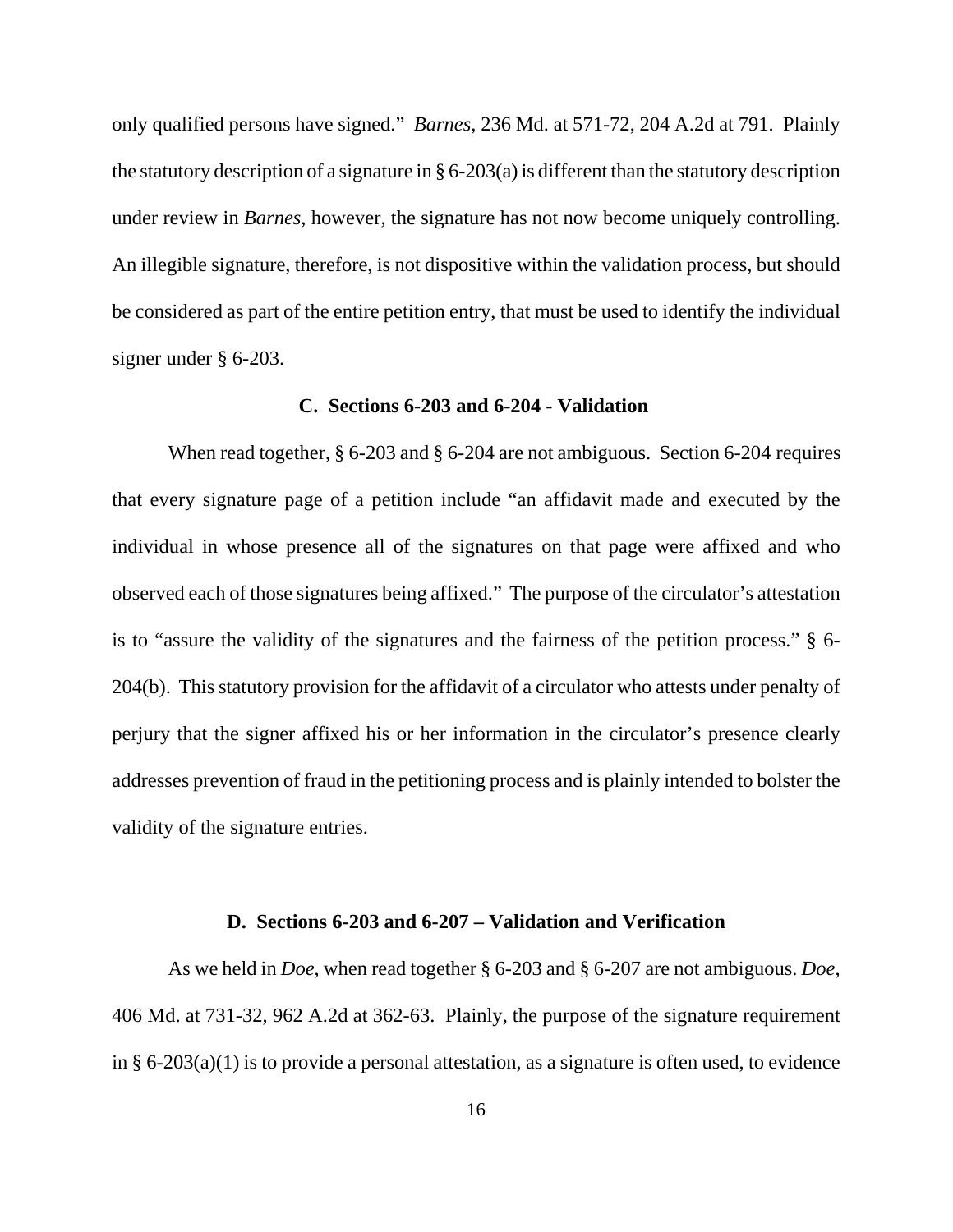only qualified persons have signed." *Barnes*, 236 Md. at 571-72, 204 A.2d at 791. Plainly the statutory description of a signature in § 6-203(a) is different than the statutory description under review in *Barnes*, however, the signature has not now become uniquely controlling. An illegible signature, therefore, is not dispositive within the validation process, but should be considered as part of the entire petition entry, that must be used to identify the individual signer under § 6-203.

### C. Sections 6-203 and 6-204 - Validation

When read together, § 6-203 and § 6-204 are not ambiguous. Section 6-204 requires that every signature page of a petition include "an affidavit made and executed by the individual in whose presence all of the signatures on that page were affixed and who observed each of those signatures being affixed." The purpose of the circulator's attestation is to "assure the validity of the signatures and the fairness of the petition process." § 6-204(b). This statutory provision for the affidavit of a circulator who attests under penalty of perjury that the signer affixed his or her information in the circulator's presence clearly addresses prevention of fraud in the petitioning process and is plainly intended to bolster the validity of the signature entries.

### D. Sections 6-203 and 6-207 – Validation and Verification

As we held in *Doe*, when read together § 6-203 and § 6-207 are not ambiguous. *Doe*, 406 Md. at 731-32, 962 A.2d at 362-63. Plainly, the purpose of the signature requirement in § 6-203(a)(1) is to provide a personal attestation, as a signature is often used, to evidence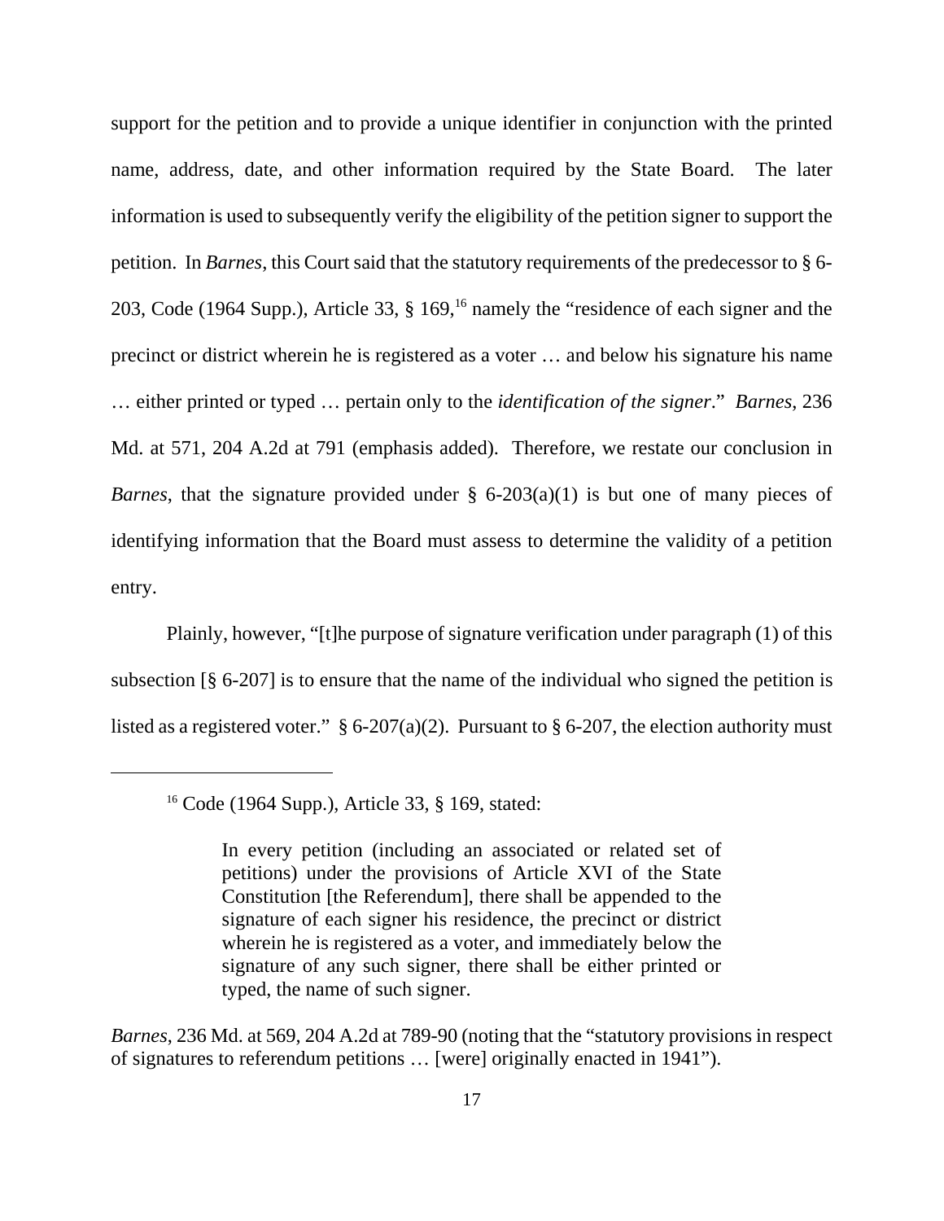support for the petition and to provide a unique identifier in conjunction with the printed name, address, date, and other information required by the State Board. The later information is used to subsequently verify the eligibility of the petition signer to support the petition. In *Barnes*, this Court said that the statutory requirements of the predecessor to § 6-203, Code (1964 Supp.), Article 33, § 169,[16] namely the "residence of each signer and the precinct or district wherein he is registered as a voter … and below his signature his name … either printed or typed … pertain only to the *identification of the signer*." *Barnes*, 236 Md. at 571, 204 A.2d at 791 (emphasis added). Therefore, we restate our conclusion in *Barnes*, that the signature provided under § 6-203(a)(1) is but one of many pieces of identifying information that the Board must assess to determine the validity of a petition entry.

Plainly, however, "[t]he purpose of signature verification under paragraph (1) of this subsection [§ 6-207] is to ensure that the name of the individual who signed the petition is listed as a registered voter." § 6-207(a)(2). Pursuant to § 6-207, the election authority must

---

[16] Code (1964 Supp.), Article 33, § 169, stated:

> In every petition (including an associated or related set of petitions) under the provisions of Article XVI of the State Constitution [the Referendum], there shall be appended to the signature of each signer his residence, the precinct or district wherein he is registered as a voter, and immediately below the signature of any such signer, there shall be either printed or typed, the name of such signer.

*Barnes*, 236 Md. at 569, 204 A.2d at 789-90 (noting that the "statutory provisions in respect of signatures to referendum petitions … [were] originally enacted in 1941").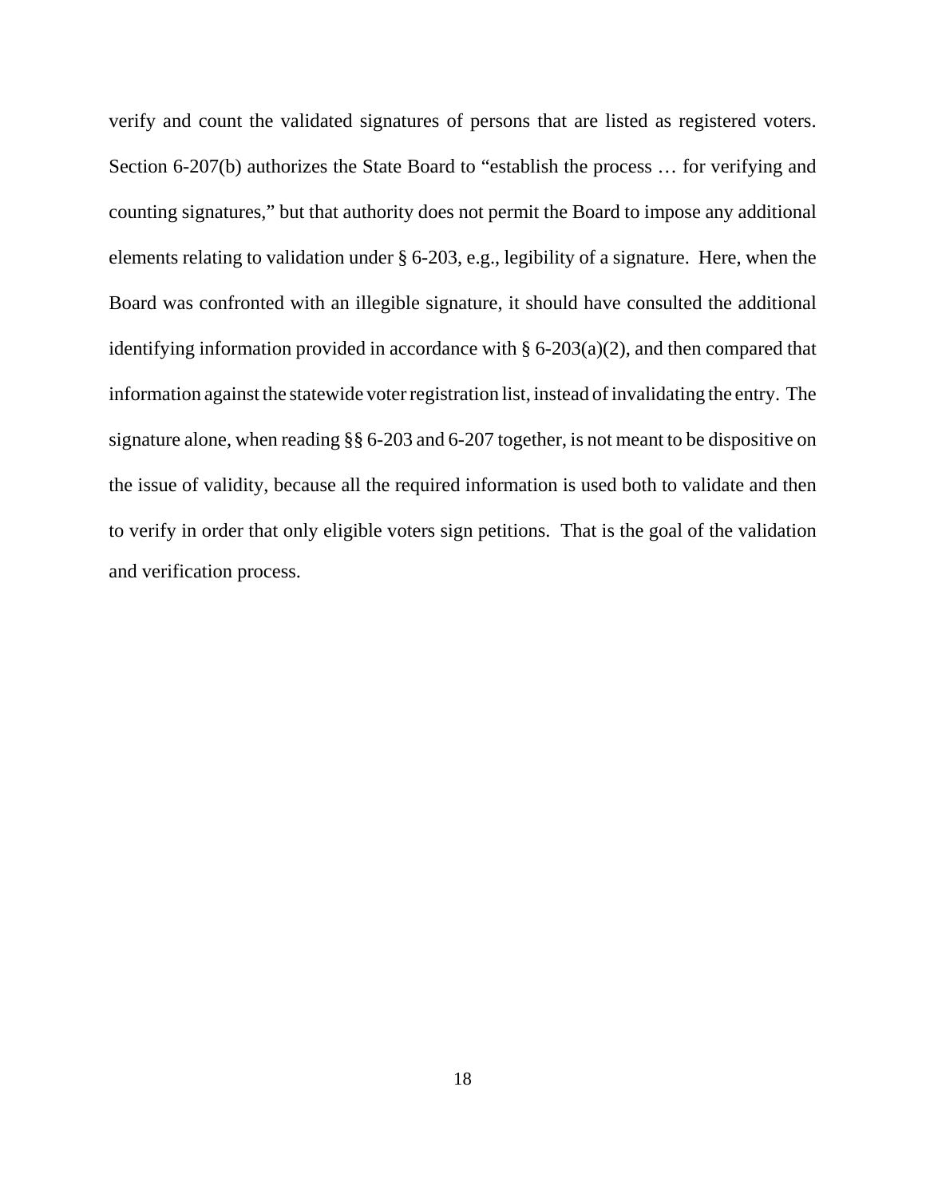verify and count the validated signatures of persons that are listed as registered voters. Section 6-207(b) authorizes the State Board to "establish the process … for verifying and counting signatures," but that authority does not permit the Board to impose any additional elements relating to validation under § 6-203, e.g., legibility of a signature. Here, when the Board was confronted with an illegible signature, it should have consulted the additional identifying information provided in accordance with § 6-203(a)(2), and then compared that information against the statewide voter registration list, instead of invalidating the entry. The signature alone, when reading §§ 6-203 and 6-207 together, is not meant to be dispositive on the issue of validity, because all the required information is used both to validate and then to verify in order that only eligible voters sign petitions. That is the goal of the validation and verification process.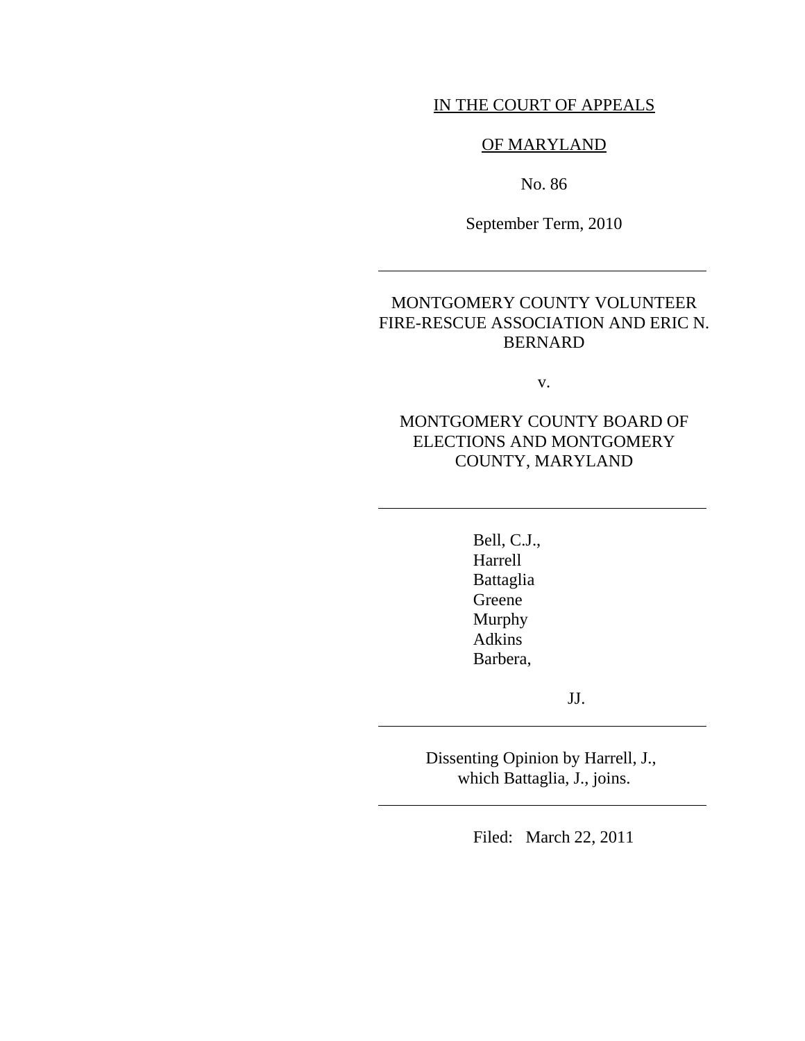IN THE COURT OF APPEALS

OF MARYLAND

No. 86

September Term, 2010

---

MONTGOMERY COUNTY VOLUNTEER FIRE-RESCUE ASSOCIATION AND ERIC N. BERNARD

v.

MONTGOMERY COUNTY BOARD OF ELECTIONS AND MONTGOMERY COUNTY, MARYLAND

---

Bell, C.J.,
Harrell
Battaglia
Greene
Murphy
Adkins
Barbera,

JJ.

---

Dissenting Opinion by Harrell, J., which Battaglia, J., joins.

---

Filed: March 22, 2011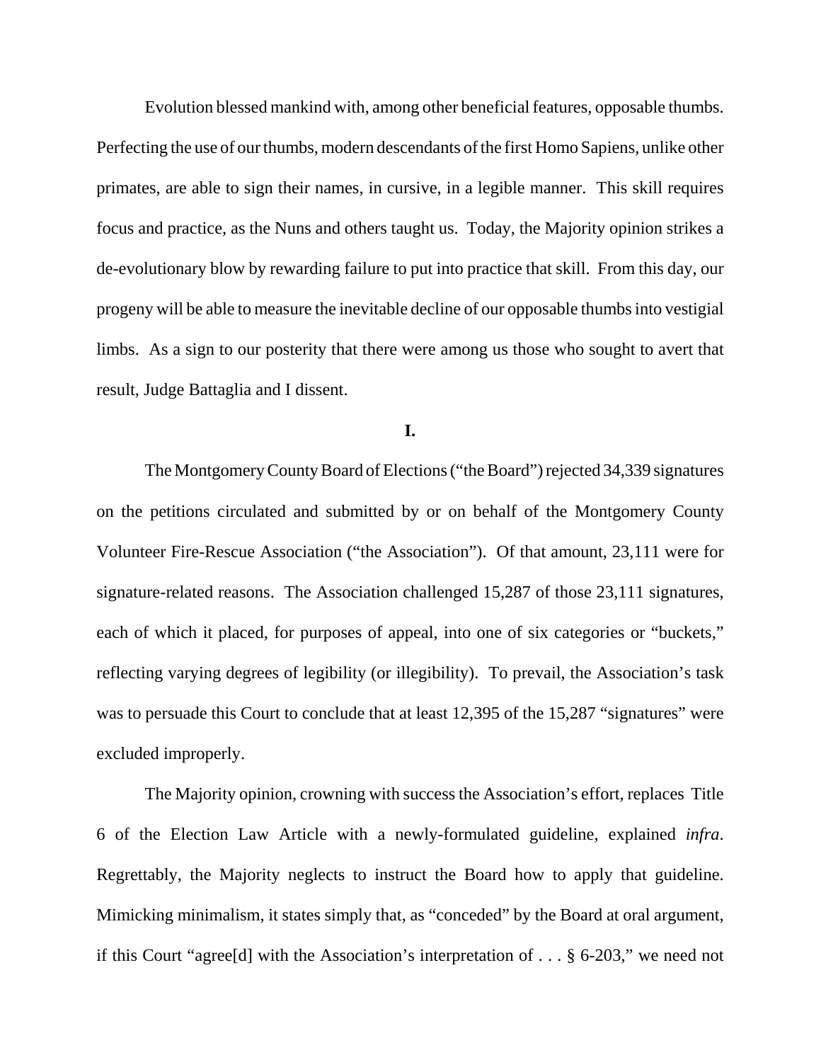Evolution blessed mankind with, among other beneficial features, opposable thumbs. Perfecting the use of our thumbs, modern descendants of the first Homo Sapiens, unlike other primates, are able to sign their names, in cursive, in a legible manner. This skill requires focus and practice, as the Nuns and others taught us. Today, the Majority opinion strikes a de-evolutionary blow by rewarding failure to put into practice that skill. From this day, our progeny will be able to measure the inevitable decline of our opposable thumbs into vestigial limbs. As a sign to our posterity that there were among us those who sought to avert that result, Judge Battaglia and I dissent.

**I.**

The Montgomery County Board of Elections ("the Board") rejected 34,339 signatures on the petitions circulated and submitted by or on behalf of the Montgomery County Volunteer Fire-Rescue Association ("the Association"). Of that amount, 23,111 were for signature-related reasons. The Association challenged 15,287 of those 23,111 signatures, each of which it placed, for purposes of appeal, into one of six categories or "buckets," reflecting varying degrees of legibility (or illegibility). To prevail, the Association's task was to persuade this Court to conclude that at least 12,395 of the 15,287 "signatures" were excluded improperly.

The Majority opinion, crowning with success the Association's effort, replaces Title 6 of the Election Law Article with a newly-formulated guideline, explained *infra*. Regrettably, the Majority neglects to instruct the Board how to apply that guideline. Mimicking minimalism, it states simply that, as "conceded" by the Board at oral argument, if this Court "agree[d] with the Association's interpretation of . . . § 6-203," we need not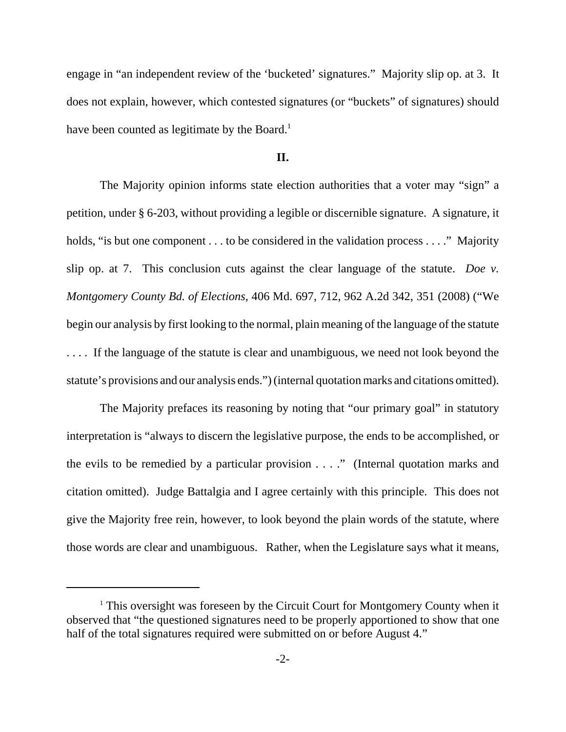engage in "an independent review of the 'bucketed' signatures." Majority slip op. at 3. It does not explain, however, which contested signatures (or "buckets" of signatures) should have been counted as legitimate by the Board.[1]

## II.

The Majority opinion informs state election authorities that a voter may "sign" a petition, under § 6-203, without providing a legible or discernible signature. A signature, it holds, "is but one component . . . to be considered in the validation process . . . ." Majority slip op. at 7. This conclusion cuts against the clear language of the statute. *Doe v. Montgomery County Bd. of Elections*, 406 Md. 697, 712, 962 A.2d 342, 351 (2008) ("We begin our analysis by first looking to the normal, plain meaning of the language of the statute . . . . If the language of the statute is clear and unambiguous, we need not look beyond the statute's provisions and our analysis ends.") (internal quotation marks and citations omitted).

The Majority prefaces its reasoning by noting that "our primary goal" in statutory interpretation is "always to discern the legislative purpose, the ends to be accomplished, or the evils to be remedied by a particular provision . . . ." (Internal quotation marks and citation omitted). Judge Battalgia and I agree certainly with this principle. This does not give the Majority free rein, however, to look beyond the plain words of the statute, where those words are clear and unambiguous. Rather, when the Legislature says what it means,

---

[1] This oversight was foreseen by the Circuit Court for Montgomery County when it observed that "the questioned signatures need to be properly apportioned to show that one half of the total signatures required were submitted on or before August 4."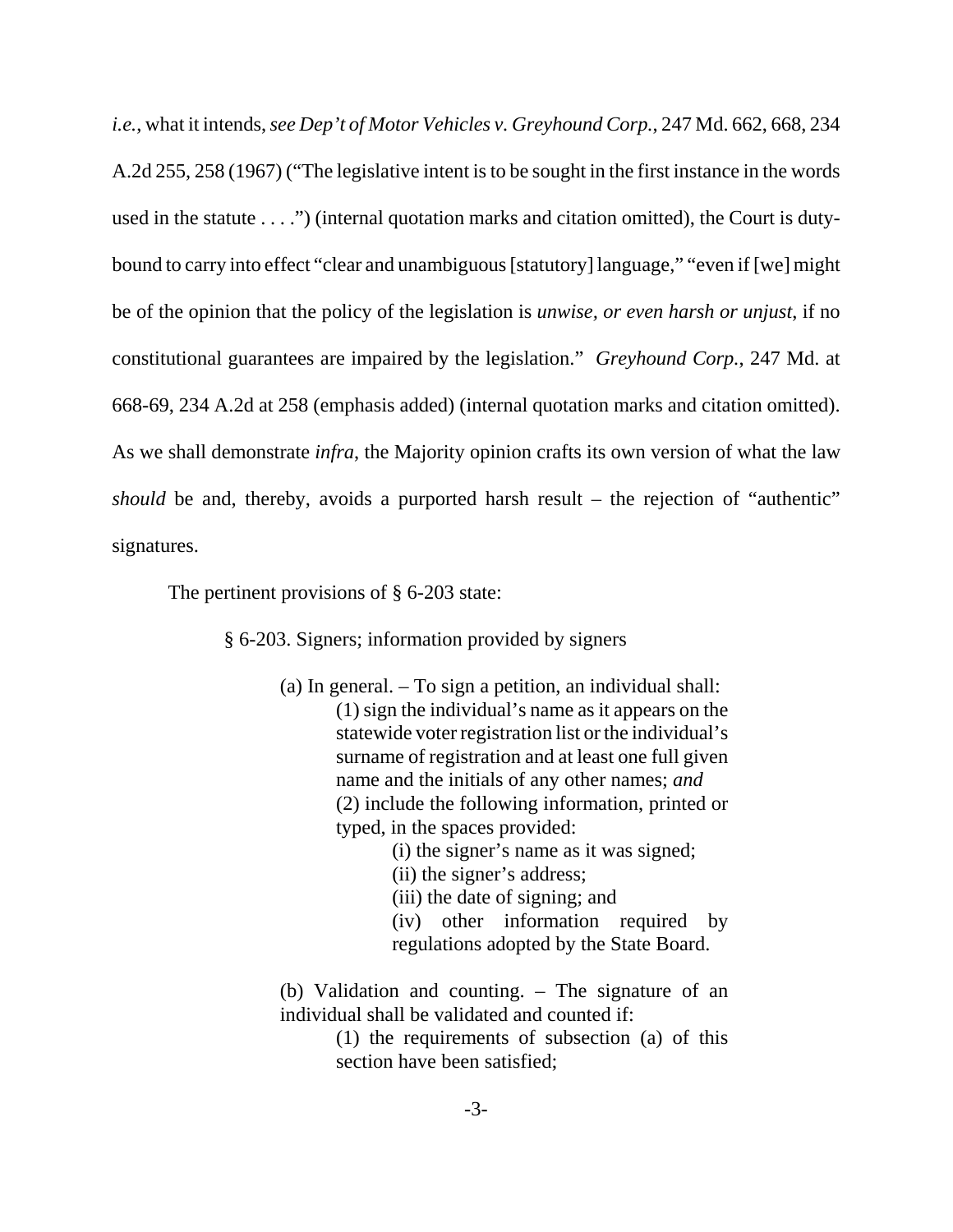*i.e.*, what it intends, *see Dep't of Motor Vehicles v. Greyhound Corp.*, 247 Md. 662, 668, 234 A.2d 255, 258 (1967) ("The legislative intent is to be sought in the first instance in the words used in the statute . . . .") (internal quotation marks and citation omitted), the Court is duty-bound to carry into effect "clear and unambiguous [statutory] language," "even if [we] might be of the opinion that the policy of the legislation is *unwise, or even harsh or unjust*, if no constitutional guarantees are impaired by the legislation." *Greyhound Corp.*, 247 Md. at 668-69, 234 A.2d at 258 (emphasis added) (internal quotation marks and citation omitted). As we shall demonstrate *infra*, the Majority opinion crafts its own version of what the law *should* be and, thereby, avoids a purported harsh result – the rejection of "authentic" signatures.

The pertinent provisions of § 6-203 state:

> § 6-203. Signers; information provided by signers
>
> (a) In general. – To sign a petition, an individual shall:
>
> > (1) sign the individual's name as it appears on the statewide voter registration list or the individual's surname of registration and at least one full given name and the initials of any other names; *and*
> >
> > (2) include the following information, printed or typed, in the spaces provided:
> >
> > > (i) the signer's name as it was signed;
> > >
> > > (ii) the signer's address;
> > >
> > > (iii) the date of signing; and
> > >
> > > (iv) other information required by regulations adopted by the State Board.
>
> (b) Validation and counting. – The signature of an individual shall be validated and counted if:
>
> > (1) the requirements of subsection (a) of this section have been satisfied;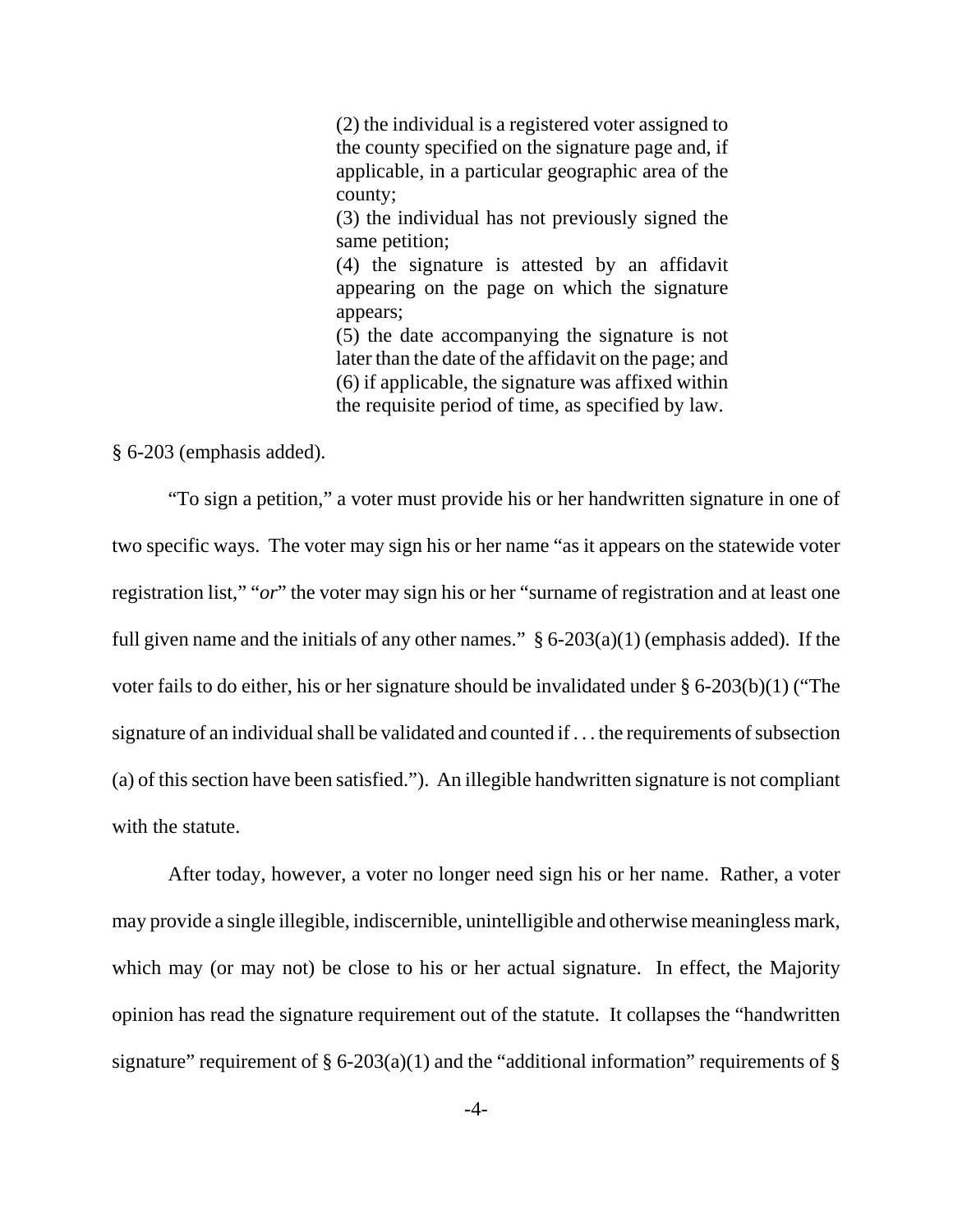> (2) the individual is a registered voter assigned to the county specified on the signature page and, if applicable, in a particular geographic area of the county;
> (3) the individual has not previously signed the same petition;
> (4) the signature is attested by an affidavit appearing on the page on which the signature appears;
> (5) the date accompanying the signature is not later than the date of the affidavit on the page; and
> (6) if applicable, the signature was affixed within the requisite period of time, as specified by law.

§ 6-203 (emphasis added).

"To sign a petition," a voter must provide his or her handwritten signature in one of two specific ways. The voter may sign his or her name "as it appears on the statewide voter registration list," "*or*" the voter may sign his or her "surname of registration and at least one full given name and the initials of any other names." § 6-203(a)(1) (emphasis added). If the voter fails to do either, his or her signature should be invalidated under § 6-203(b)(1) ("The signature of an individual shall be validated and counted if . . . the requirements of subsection (a) of this section have been satisfied."). An illegible handwritten signature is not compliant with the statute.

After today, however, a voter no longer need sign his or her name. Rather, a voter may provide a single illegible, indiscernible, unintelligible and otherwise meaningless mark, which may (or may not) be close to his or her actual signature. In effect, the Majority opinion has read the signature requirement out of the statute. It collapses the "handwritten signature" requirement of § 6-203(a)(1) and the "additional information" requirements of §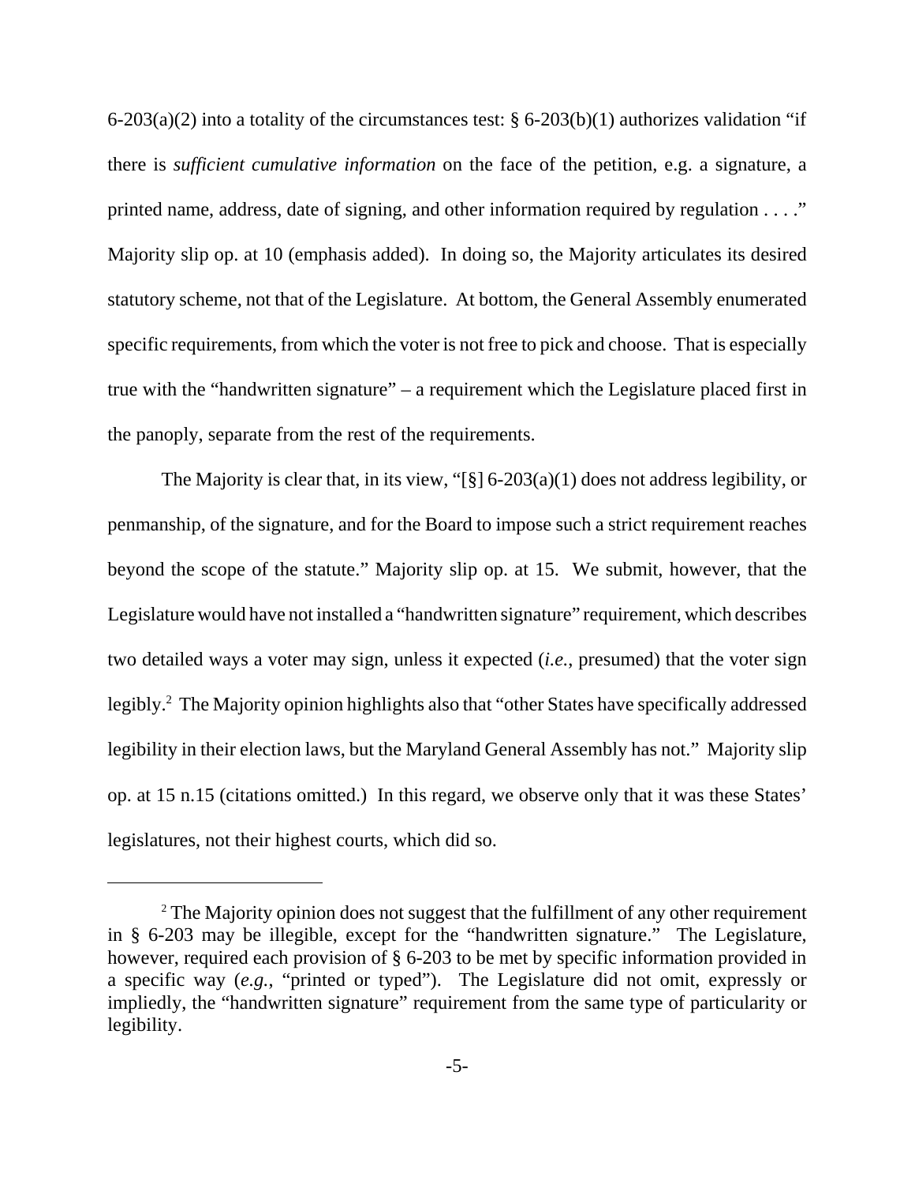6-203(a)(2) into a totality of the circumstances test: § 6-203(b)(1) authorizes validation "if there is *sufficient cumulative information* on the face of the petition, e.g. a signature, a printed name, address, date of signing, and other information required by regulation . . . ." Majority slip op. at 10 (emphasis added). In doing so, the Majority articulates its desired statutory scheme, not that of the Legislature. At bottom, the General Assembly enumerated specific requirements, from which the voter is not free to pick and choose. That is especially true with the "handwritten signature" – a requirement which the Legislature placed first in the panoply, separate from the rest of the requirements.

The Majority is clear that, in its view, "[§] 6-203(a)(1) does not address legibility, or penmanship, of the signature, and for the Board to impose such a strict requirement reaches beyond the scope of the statute." Majority slip op. at 15. We submit, however, that the Legislature would have not installed a "handwritten signature" requirement, which describes two detailed ways a voter may sign, unless it expected (*i.e.*, presumed) that the voter sign legibly.[2] The Majority opinion highlights also that "other States have specifically addressed legibility in their election laws, but the Maryland General Assembly has not." Majority slip op. at 15 n.15 (citations omitted.) In this regard, we observe only that it was these States' legislatures, not their highest courts, which did so.

---

[2] The Majority opinion does not suggest that the fulfillment of any other requirement in § 6-203 may be illegible, except for the "handwritten signature." The Legislature, however, required each provision of § 6-203 to be met by specific information provided in a specific way (*e.g.*, "printed or typed"). The Legislature did not omit, expressly or impliedly, the "handwritten signature" requirement from the same type of particularity or legibility.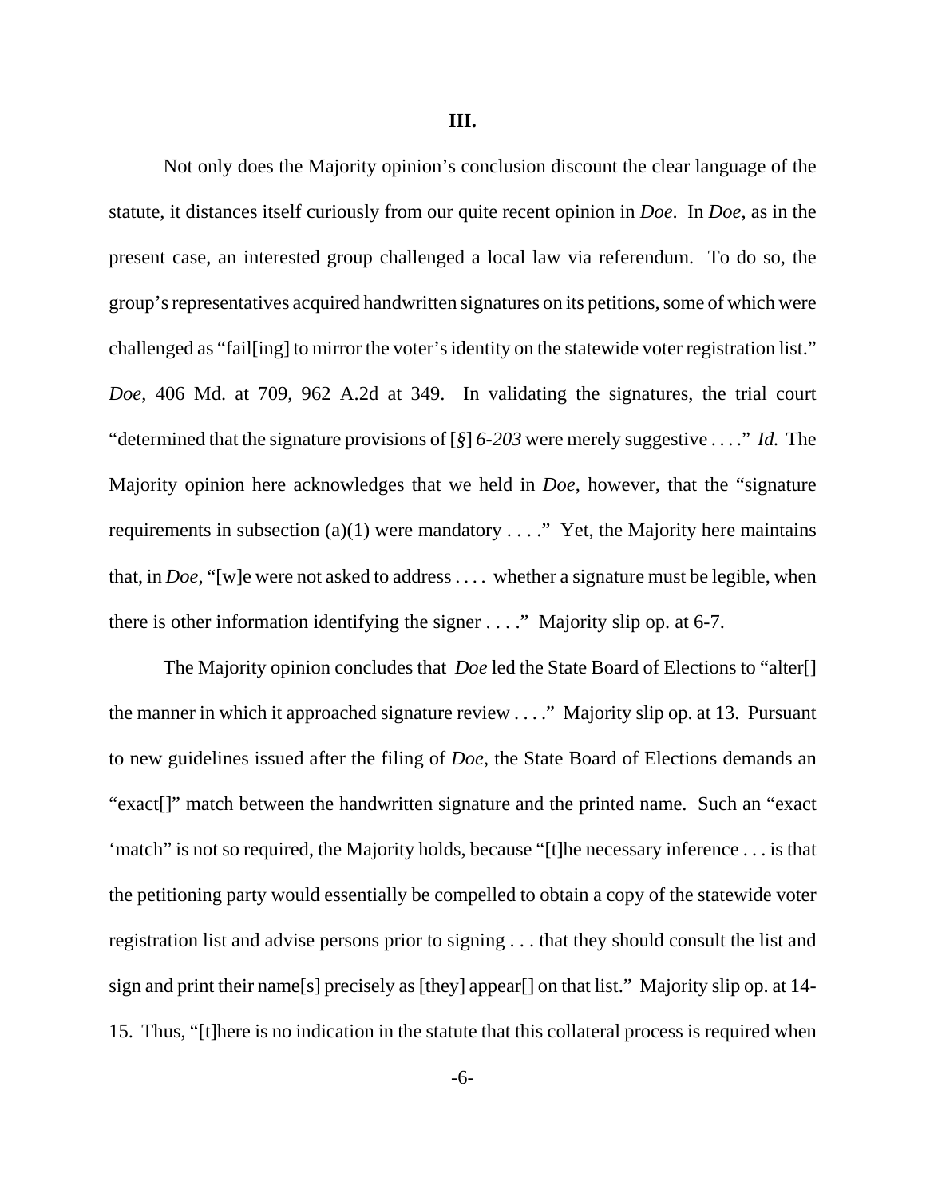### III.

Not only does the Majority opinion's conclusion discount the clear language of the statute, it distances itself curiously from our quite recent opinion in *Doe*. In *Doe*, as in the present case, an interested group challenged a local law via referendum. To do so, the group's representatives acquired handwritten signatures on its petitions, some of which were challenged as "fail[ing] to mirror the voter's identity on the statewide voter registration list." *Doe*, 406 Md. at 709, 962 A.2d at 349. In validating the signatures, the trial court "determined that the signature provisions of [*§*] *6-203* were merely suggestive . . . ." *Id.* The Majority opinion here acknowledges that we held in *Doe*, however, that the "signature requirements in subsection (a)(1) were mandatory . . . ." Yet, the Majority here maintains that, in *Doe*, "[w]e were not asked to address . . . . whether a signature must be legible, when there is other information identifying the signer . . . ." Majority slip op. at 6-7.

The Majority opinion concludes that *Doe* led the State Board of Elections to "alter[] the manner in which it approached signature review . . . ." Majority slip op. at 13. Pursuant to new guidelines issued after the filing of *Doe*, the State Board of Elections demands an "exact[]" match between the handwritten signature and the printed name. Such an "exact 'match" is not so required, the Majority holds, because "[t]he necessary inference . . . is that the petitioning party would essentially be compelled to obtain a copy of the statewide voter registration list and advise persons prior to signing . . . that they should consult the list and sign and print their name[s] precisely as [they] appear[] on that list." Majority slip op. at 14-15. Thus, "[t]here is no indication in the statute that this collateral process is required when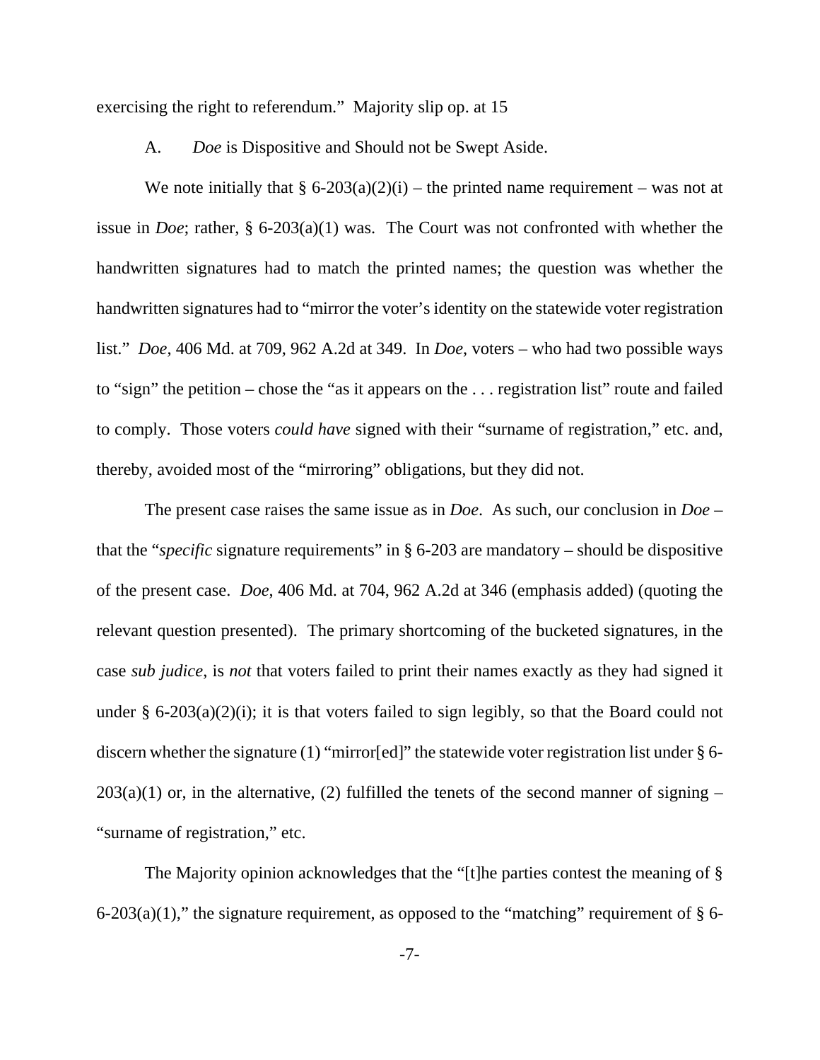exercising the right to referendum." Majority slip op. at 15

A. *Doe* is Dispositive and Should not be Swept Aside.

We note initially that § 6-203(a)(2)(i) – the printed name requirement – was not at issue in *Doe*; rather, § 6-203(a)(1) was. The Court was not confronted with whether the handwritten signatures had to match the printed names; the question was whether the handwritten signatures had to "mirror the voter's identity on the statewide voter registration list." *Doe*, 406 Md. at 709, 962 A.2d at 349. In *Doe*, voters – who had two possible ways to "sign" the petition – chose the "as it appears on the . . . registration list" route and failed to comply. Those voters *could have* signed with their "surname of registration," etc. and, thereby, avoided most of the "mirroring" obligations, but they did not.

The present case raises the same issue as in *Doe*. As such, our conclusion in *Doe* – that the "*specific* signature requirements" in § 6-203 are mandatory – should be dispositive of the present case. *Doe*, 406 Md. at 704, 962 A.2d at 346 (emphasis added) (quoting the relevant question presented). The primary shortcoming of the bucketed signatures, in the case *sub judice,* is *not* that voters failed to print their names exactly as they had signed it under § 6-203(a)(2)(i); it is that voters failed to sign legibly, so that the Board could not discern whether the signature (1) "mirror[ed]" the statewide voter registration list under § 6-203(a)(1) or, in the alternative, (2) fulfilled the tenets of the second manner of signing – "surname of registration," etc.

The Majority opinion acknowledges that the "[t]he parties contest the meaning of § 6-203(a)(1)," the signature requirement, as opposed to the "matching" requirement of § 6-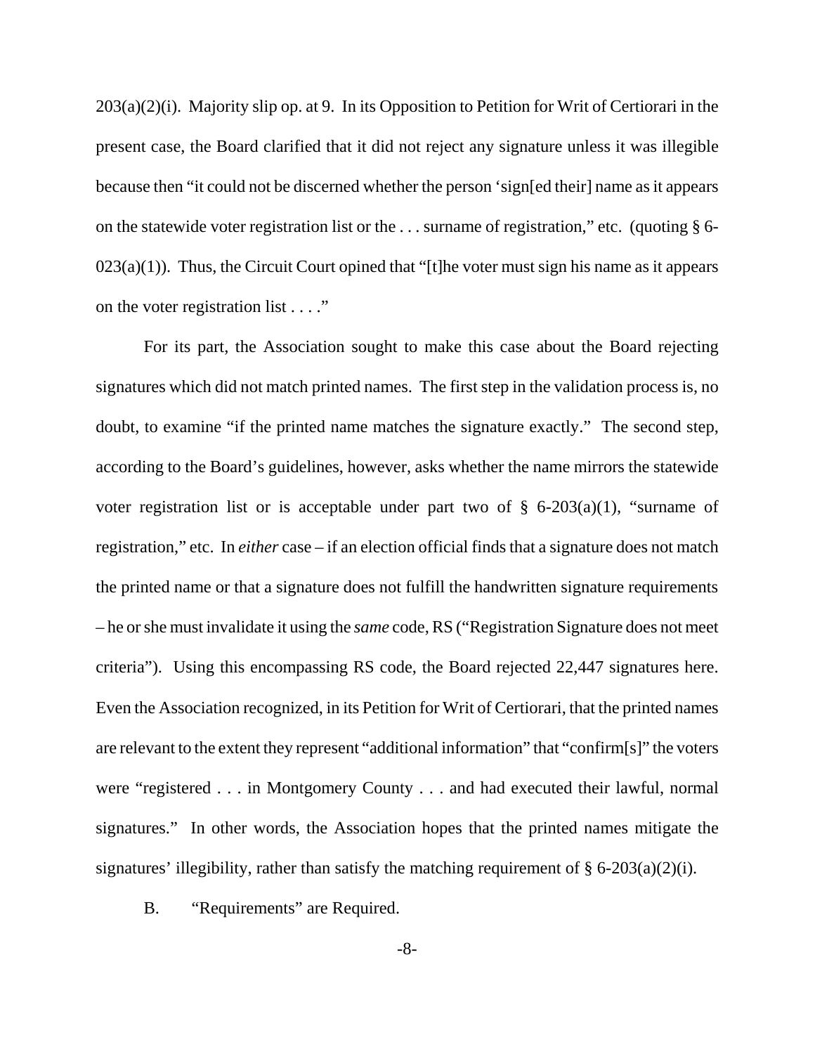203(a)(2)(i). Majority slip op. at 9. In its Opposition to Petition for Writ of Certiorari in the present case, the Board clarified that it did not reject any signature unless it was illegible because then "it could not be discerned whether the person 'sign[ed their] name as it appears on the statewide voter registration list or the . . . surname of registration," etc. (quoting § 6-023(a)(1)). Thus, the Circuit Court opined that "[t]he voter must sign his name as it appears on the voter registration list . . . ."

For its part, the Association sought to make this case about the Board rejecting signatures which did not match printed names. The first step in the validation process is, no doubt, to examine "if the printed name matches the signature exactly." The second step, according to the Board's guidelines, however, asks whether the name mirrors the statewide voter registration list or is acceptable under part two of § 6-203(a)(1), "surname of registration," etc. In *either* case – if an election official finds that a signature does not match the printed name or that a signature does not fulfill the handwritten signature requirements – he or she must invalidate it using the *same* code, RS ("Registration Signature does not meet criteria"). Using this encompassing RS code, the Board rejected 22,447 signatures here. Even the Association recognized, in its Petition for Writ of Certiorari, that the printed names are relevant to the extent they represent "additional information" that "confirm[s]" the voters were "registered . . . in Montgomery County . . . and had executed their lawful, normal signatures." In other words, the Association hopes that the printed names mitigate the signatures' illegibility, rather than satisfy the matching requirement of § 6-203(a)(2)(i).

B. "Requirements" are Required.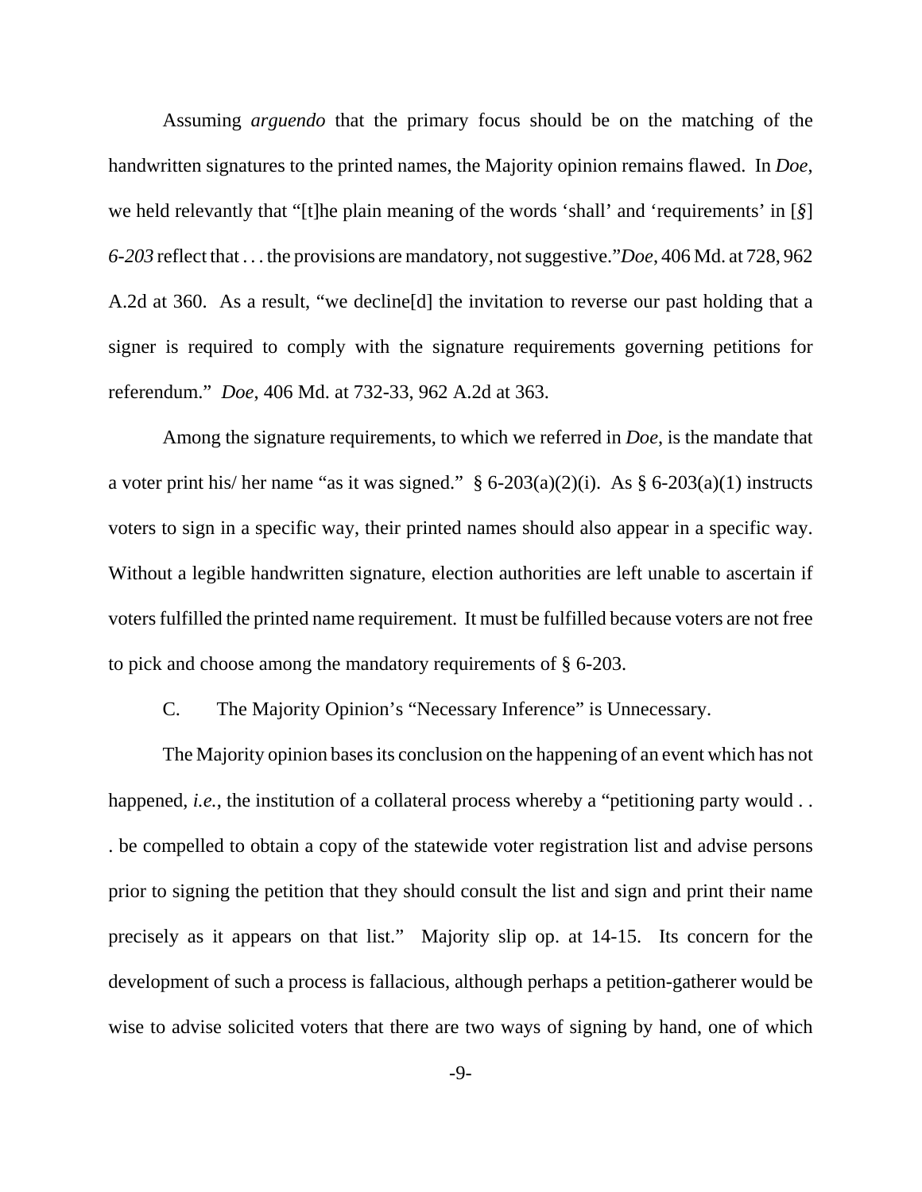Assuming *arguendo* that the primary focus should be on the matching of the handwritten signatures to the printed names, the Majority opinion remains flawed. In *Doe*, we held relevantly that "[t]he plain meaning of the words 'shall' and 'requirements' in [*§*] *6-203* reflect that . . . the provisions are mandatory, not suggestive."*Doe*, 406 Md. at 728, 962 A.2d at 360. As a result, "we decline[d] the invitation to reverse our past holding that a signer is required to comply with the signature requirements governing petitions for referendum." *Doe*, 406 Md. at 732-33, 962 A.2d at 363.

Among the signature requirements, to which we referred in *Doe*, is the mandate that a voter print his/ her name "as it was signed." § 6-203(a)(2)(i). As § 6-203(a)(1) instructs voters to sign in a specific way, their printed names should also appear in a specific way. Without a legible handwritten signature, election authorities are left unable to ascertain if voters fulfilled the printed name requirement. It must be fulfilled because voters are not free to pick and choose among the mandatory requirements of § 6-203.

C. The Majority Opinion's "Necessary Inference" is Unnecessary.

The Majority opinion bases its conclusion on the happening of an event which has not happened, *i.e.*, the institution of a collateral process whereby a "petitioning party would . . . be compelled to obtain a copy of the statewide voter registration list and advise persons prior to signing the petition that they should consult the list and sign and print their name precisely as it appears on that list." Majority slip op. at 14-15. Its concern for the development of such a process is fallacious, although perhaps a petition-gatherer would be wise to advise solicited voters that there are two ways of signing by hand, one of which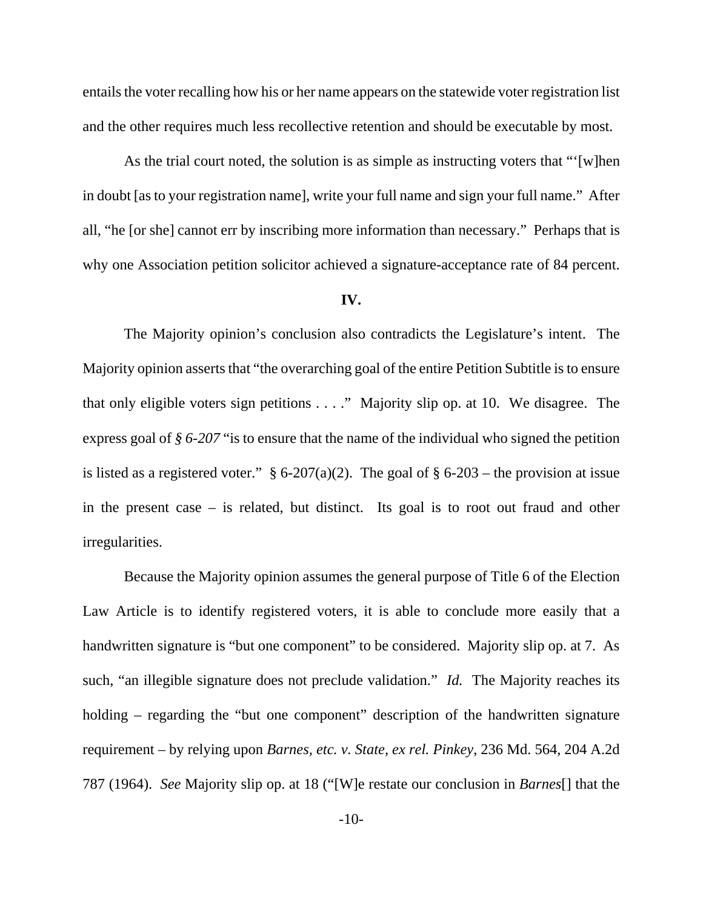entails the voter recalling how his or her name appears on the statewide voter registration list and the other requires much less recollective retention and should be executable by most.

As the trial court noted, the solution is as simple as instructing voters that "'[w]hen in doubt [as to your registration name], write your full name and sign your full name." After all, "he [or she] cannot err by inscribing more information than necessary." Perhaps that is why one Association petition solicitor achieved a signature-acceptance rate of 84 percent.

**IV.**

The Majority opinion's conclusion also contradicts the Legislature's intent. The Majority opinion asserts that "the overarching goal of the entire Petition Subtitle is to ensure that only eligible voters sign petitions . . . ." Majority slip op. at 10. We disagree. The express goal of *§ 6-207* "is to ensure that the name of the individual who signed the petition is listed as a registered voter." § 6-207(a)(2). The goal of § 6-203 – the provision at issue in the present case – is related, but distinct. Its goal is to root out fraud and other irregularities.

Because the Majority opinion assumes the general purpose of Title 6 of the Election Law Article is to identify registered voters, it is able to conclude more easily that a handwritten signature is "but one component" to be considered. Majority slip op. at 7. As such, "an illegible signature does not preclude validation." *Id.* The Majority reaches its holding – regarding the "but one component" description of the handwritten signature requirement – by relying upon *Barnes, etc. v. State, ex rel. Pinkey*, 236 Md. 564, 204 A.2d 787 (1964). *See* Majority slip op. at 18 ("[W]e restate our conclusion in *Barnes*[] that the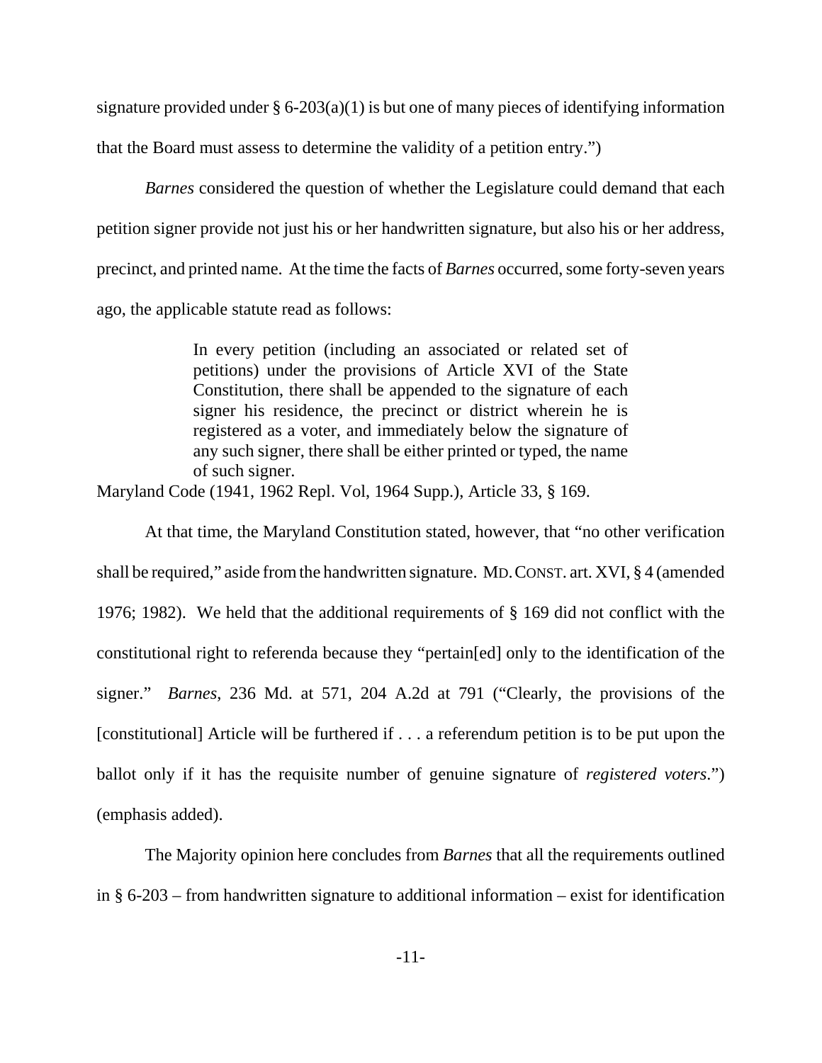signature provided under § 6-203(a)(1) is but one of many pieces of identifying information that the Board must assess to determine the validity of a petition entry.")

*Barnes* considered the question of whether the Legislature could demand that each petition signer provide not just his or her handwritten signature, but also his or her address, precinct, and printed name. At the time the facts of *Barnes* occurred, some forty-seven years ago, the applicable statute read as follows:

> In every petition (including an associated or related set of petitions) under the provisions of Article XVI of the State Constitution, there shall be appended to the signature of each signer his residence, the precinct or district wherein he is registered as a voter, and immediately below the signature of any such signer, there shall be either printed or typed, the name of such signer.

Maryland Code (1941, 1962 Repl. Vol, 1964 Supp.), Article 33, § 169.

At that time, the Maryland Constitution stated, however, that "no other verification shall be required," aside from the handwritten signature. MD. CONST. art. XVI, § 4 (amended 1976; 1982). We held that the additional requirements of § 169 did not conflict with the constitutional right to referenda because they "pertain[ed] only to the identification of the signer." *Barnes*, 236 Md. at 571, 204 A.2d at 791 ("Clearly, the provisions of the [constitutional] Article will be furthered if . . . a referendum petition is to be put upon the ballot only if it has the requisite number of genuine signature of *registered voters*.") (emphasis added).

The Majority opinion here concludes from *Barnes* that all the requirements outlined in § 6-203 – from handwritten signature to additional information – exist for identification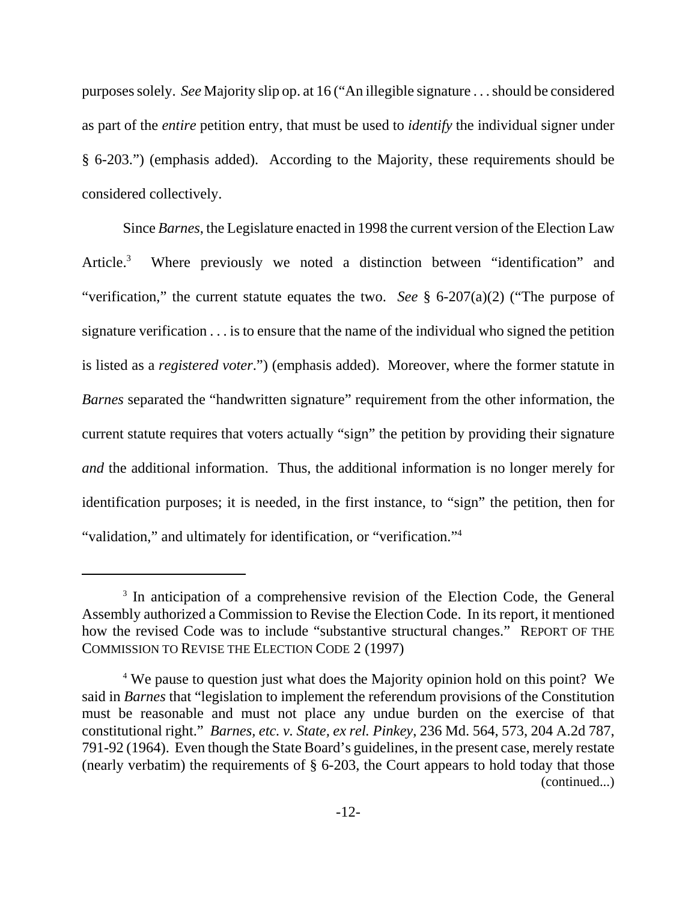purposes solely. *See* Majority slip op. at 16 ("An illegible signature . . . should be considered as part of the *entire* petition entry, that must be used to *identify* the individual signer under § 6-203.") (emphasis added). According to the Majority, these requirements should be considered collectively.

Since *Barnes*, the Legislature enacted in 1998 the current version of the Election Law Article.[3] Where previously we noted a distinction between "identification" and "verification," the current statute equates the two. *See* § 6-207(a)(2) ("The purpose of signature verification . . . is to ensure that the name of the individual who signed the petition is listed as a *registered voter*.") (emphasis added). Moreover, where the former statute in *Barnes* separated the "handwritten signature" requirement from the other information, the current statute requires that voters actually "sign" the petition by providing their signature *and* the additional information. Thus, the additional information is no longer merely for identification purposes; it is needed, in the first instance, to "sign" the petition, then for "validation," and ultimately for identification, or "verification."[4]

---

[3] In anticipation of a comprehensive revision of the Election Code, the General Assembly authorized a Commission to Revise the Election Code. In its report, it mentioned how the revised Code was to include "substantive structural changes." REPORT OF THE COMMISSION TO REVISE THE ELECTION CODE 2 (1997)

[4] We pause to question just what does the Majority opinion hold on this point? We said in *Barnes* that "legislation to implement the referendum provisions of the Constitution must be reasonable and must not place any undue burden on the exercise of that constitutional right." *Barnes, etc. v. State, ex rel. Pinkey*, 236 Md. 564, 573, 204 A.2d 787, 791-92 (1964). Even though the State Board's guidelines, in the present case, merely restate (nearly verbatim) the requirements of § 6-203, the Court appears to hold today that those (continued...)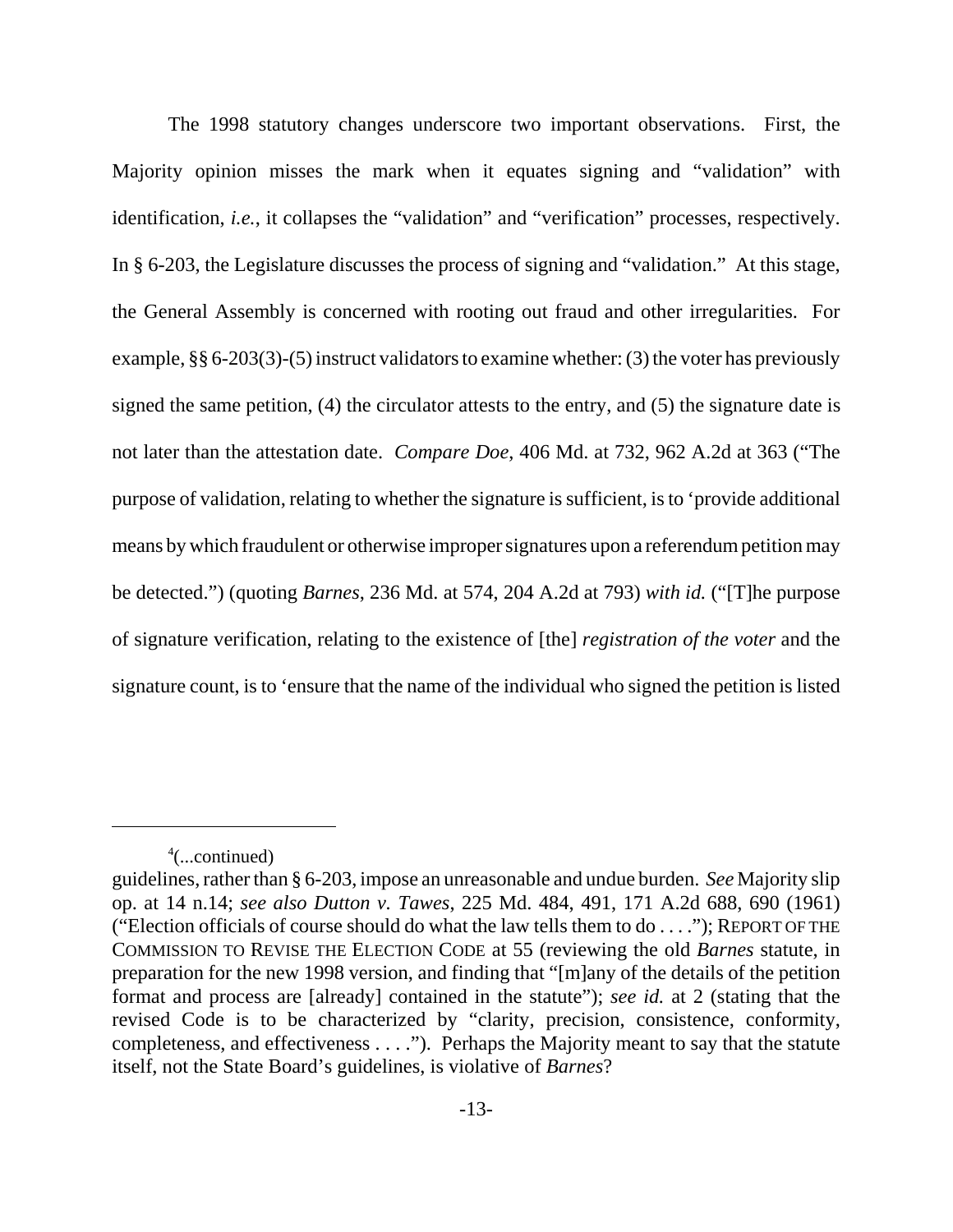The 1998 statutory changes underscore two important observations. First, the Majority opinion misses the mark when it equates signing and "validation" with identification, *i.e.*, it collapses the "validation" and "verification" processes, respectively. In § 6-203, the Legislature discusses the process of signing and "validation." At this stage, the General Assembly is concerned with rooting out fraud and other irregularities. For example, §§ 6-203(3)-(5) instruct validators to examine whether: (3) the voter has previously signed the same petition, (4) the circulator attests to the entry, and (5) the signature date is not later than the attestation date. *Compare Doe*, 406 Md. at 732, 962 A.2d at 363 ("The purpose of validation, relating to whether the signature is sufficient, is to 'provide additional means by which fraudulent or otherwise improper signatures upon a referendum petition may be detected.") (quoting *Barnes*, 236 Md. at 574, 204 A.2d at 793) *with id.* ("[T]he purpose of signature verification, relating to the existence of [the] *registration of the voter* and the signature count, is to 'ensure that the name of the individual who signed the petition is listed

---

[4](...continued)
guidelines, rather than § 6-203, impose an unreasonable and undue burden. *See* Majority slip op. at 14 n.14; *see also Dutton v. Tawes*, 225 Md. 484, 491, 171 A.2d 688, 690 (1961) ("Election officials of course should do what the law tells them to do . . . ."); REPORT OF THE COMMISSION TO REVISE THE ELECTION CODE at 55 (reviewing the old *Barnes* statute, in preparation for the new 1998 version, and finding that "[m]any of the details of the petition format and process are [already] contained in the statute"); *see id.* at 2 (stating that the revised Code is to be characterized by "clarity, precision, consistence, conformity, completeness, and effectiveness . . . ."). Perhaps the Majority meant to say that the statute itself, not the State Board's guidelines, is violative of *Barnes*?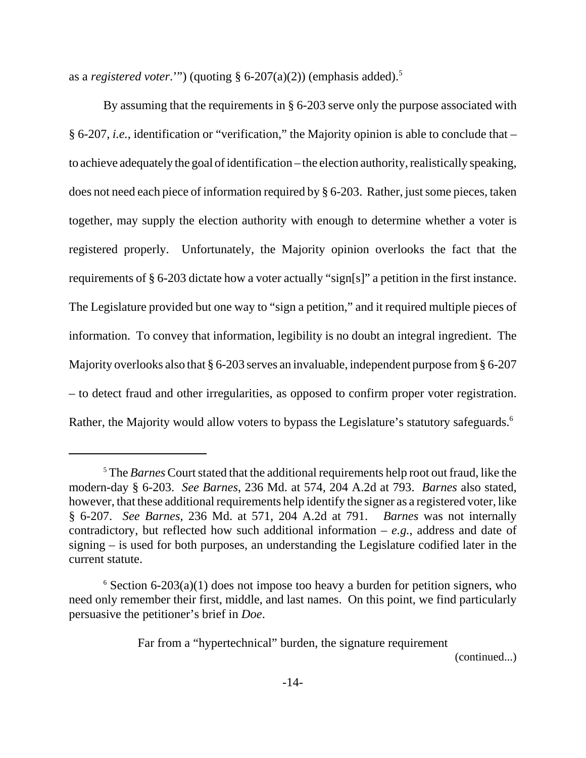as a *registered voter*.'") (quoting § 6-207(a)(2)) (emphasis added).[5]

By assuming that the requirements in § 6-203 serve only the purpose associated with § 6-207, *i.e.*, identification or "verification," the Majority opinion is able to conclude that – to achieve adequately the goal of identification – the election authority, realistically speaking, does not need each piece of information required by § 6-203. Rather, just some pieces, taken together, may supply the election authority with enough to determine whether a voter is registered properly. Unfortunately, the Majority opinion overlooks the fact that the requirements of § 6-203 dictate how a voter actually "sign[s]" a petition in the first instance. The Legislature provided but one way to "sign a petition," and it required multiple pieces of information. To convey that information, legibility is no doubt an integral ingredient. The Majority overlooks also that § 6-203 serves an invaluable, independent purpose from § 6-207 – to detect fraud and other irregularities, as opposed to confirm proper voter registration. Rather, the Majority would allow voters to bypass the Legislature's statutory safeguards.[6]

---

[5] The *Barnes* Court stated that the additional requirements help root out fraud, like the modern-day § 6-203. *See Barnes*, 236 Md. at 574, 204 A.2d at 793. *Barnes* also stated, however, that these additional requirements help identify the signer as a registered voter, like § 6-207. *See Barnes*, 236 Md. at 571, 204 A.2d at 791. *Barnes* was not internally contradictory, but reflected how such additional information – *e.g.*, address and date of signing – is used for both purposes, an understanding the Legislature codified later in the current statute.

[6] Section 6-203(a)(1) does not impose too heavy a burden for petition signers, who need only remember their first, middle, and last names. On this point, we find particularly persuasive the petitioner's brief in *Doe*.

> Far from a "hypertechnical" burden, the signature requirement

(continued...)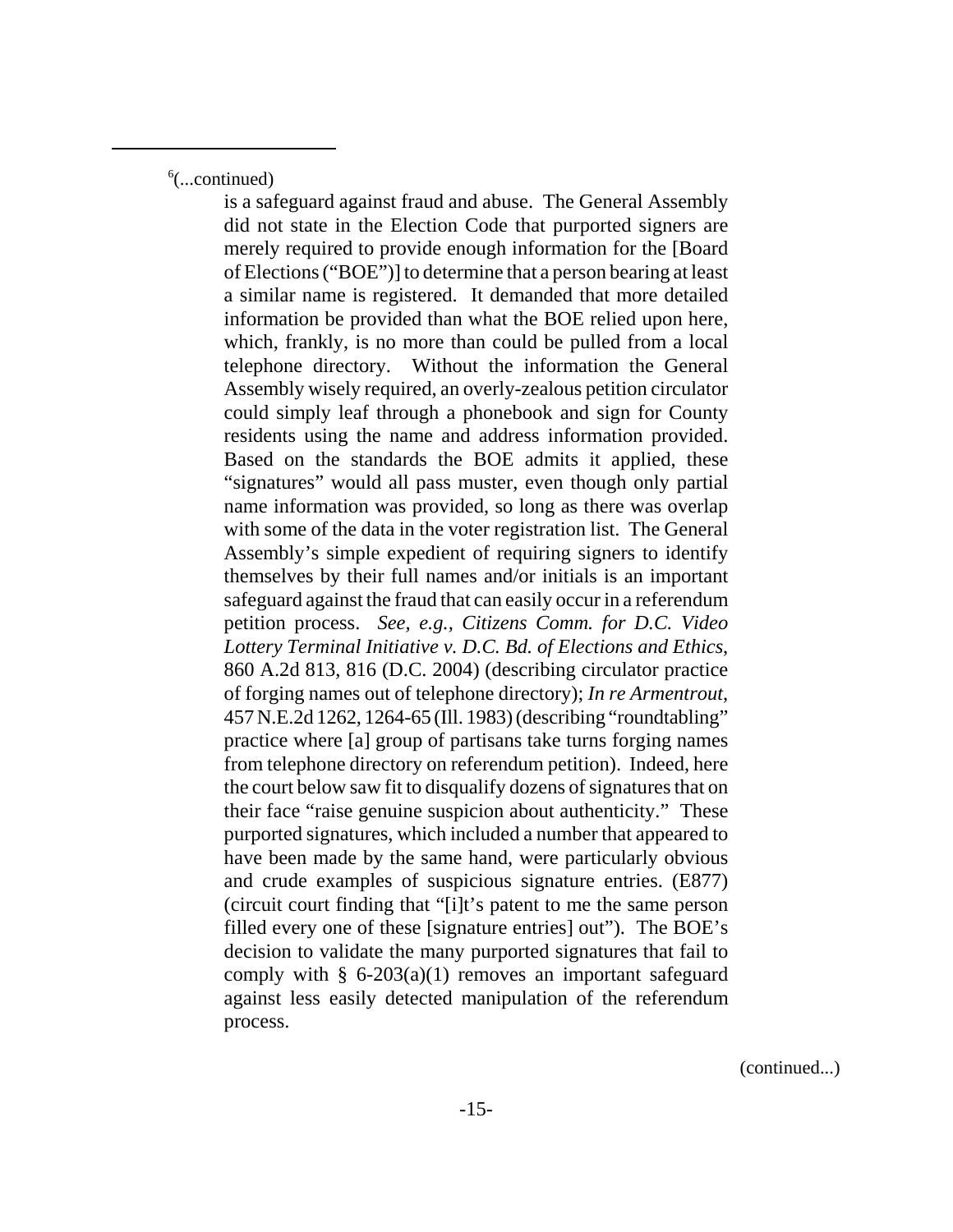[6](...continued)

> is a safeguard against fraud and abuse. The General Assembly did not state in the Election Code that purported signers are merely required to provide enough information for the [Board of Elections ("BOE")] to determine that a person bearing at least a similar name is registered. It demanded that more detailed information be provided than what the BOE relied upon here, which, frankly, is no more than could be pulled from a local telephone directory. Without the information the General Assembly wisely required, an overly-zealous petition circulator could simply leaf through a phonebook and sign for County residents using the name and address information provided. Based on the standards the BOE admits it applied, these "signatures" would all pass muster, even though only partial name information was provided, so long as there was overlap with some of the data in the voter registration list. The General Assembly's simple expedient of requiring signers to identify themselves by their full names and/or initials is an important safeguard against the fraud that can easily occur in a referendum petition process. *See, e.g., Citizens Comm. for D.C. Video Lottery Terminal Initiative v. D.C. Bd. of Elections and Ethics*, 860 A.2d 813, 816 (D.C. 2004) (describing circulator practice of forging names out of telephone directory); *In re Armentrout*, 457 N.E.2d 1262, 1264-65 (Ill. 1983) (describing "roundtabling" practice where [a] group of partisans take turns forging names from telephone directory on referendum petition). Indeed, here the court below saw fit to disqualify dozens of signatures that on their face "raise genuine suspicion about authenticity." These purported signatures, which included a number that appeared to have been made by the same hand, were particularly obvious and crude examples of suspicious signature entries. (E877) (circuit court finding that "[i]t's patent to me the same person filled every one of these [signature entries] out"). The BOE's decision to validate the many purported signatures that fail to comply with § 6-203(a)(1) removes an important safeguard against less easily detected manipulation of the referendum process.

(continued...)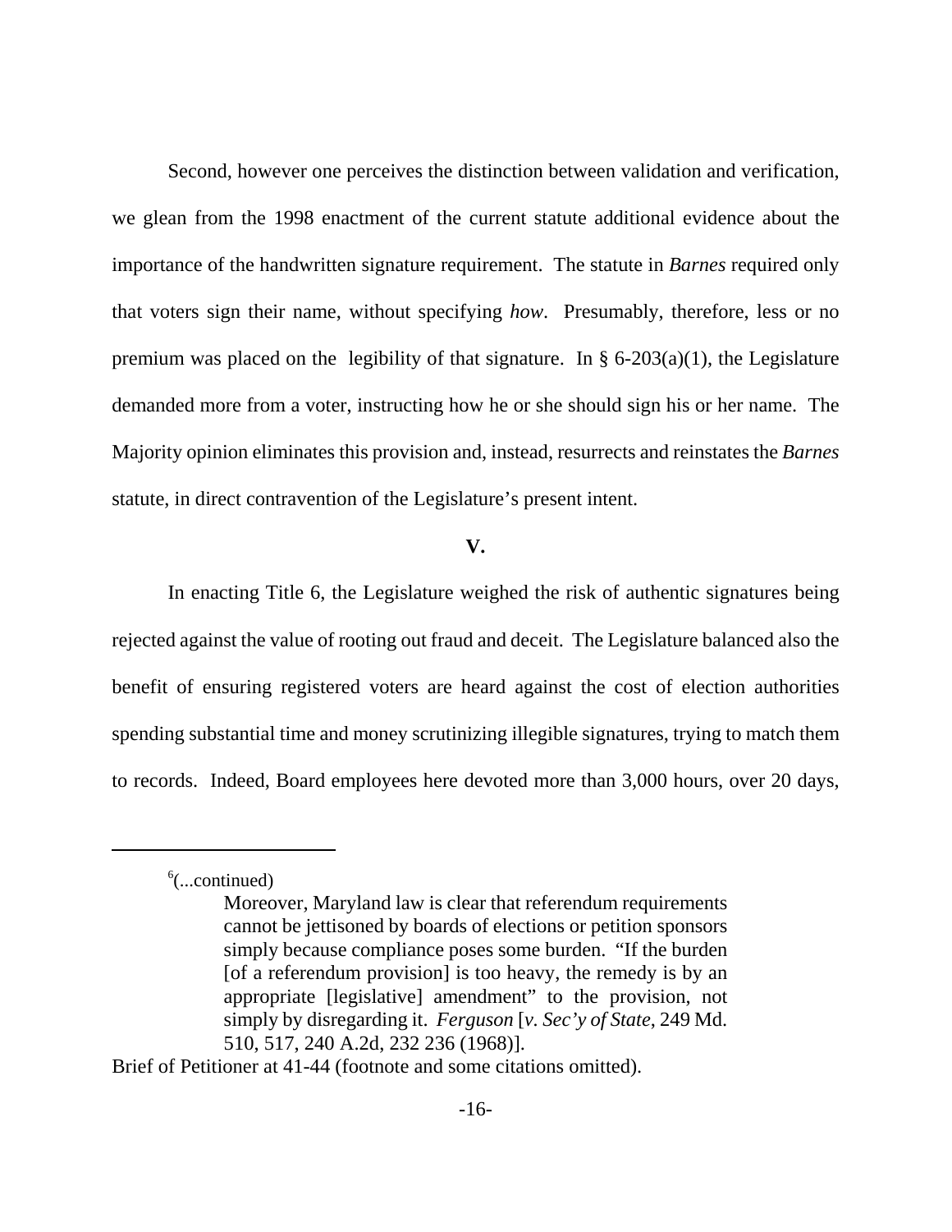Second, however one perceives the distinction between validation and verification, we glean from the 1998 enactment of the current statute additional evidence about the importance of the handwritten signature requirement. The statute in *Barnes* required only that voters sign their name, without specifying *how*. Presumably, therefore, less or no premium was placed on the legibility of that signature. In § 6-203(a)(1), the Legislature demanded more from a voter, instructing how he or she should sign his or her name. The Majority opinion eliminates this provision and, instead, resurrects and reinstates the *Barnes* statute, in direct contravention of the Legislature's present intent.

**V.**

In enacting Title 6, the Legislature weighed the risk of authentic signatures being rejected against the value of rooting out fraud and deceit. The Legislature balanced also the benefit of ensuring registered voters are heard against the cost of election authorities spending substantial time and money scrutinizing illegible signatures, trying to match them to records. Indeed, Board employees here devoted more than 3,000 hours, over 20 days,

---

[6](...continued)

> Moreover, Maryland law is clear that referendum requirements cannot be jettisoned by boards of elections or petition sponsors simply because compliance poses some burden. "If the burden [of a referendum provision] is too heavy, the remedy is by an appropriate [legislative] amendment" to the provision, not simply by disregarding it. *Ferguson* [*v. Sec'y of State*, 249 Md. 510, 517, 240 A.2d, 232 236 (1968)].

Brief of Petitioner at 41-44 (footnote and some citations omitted).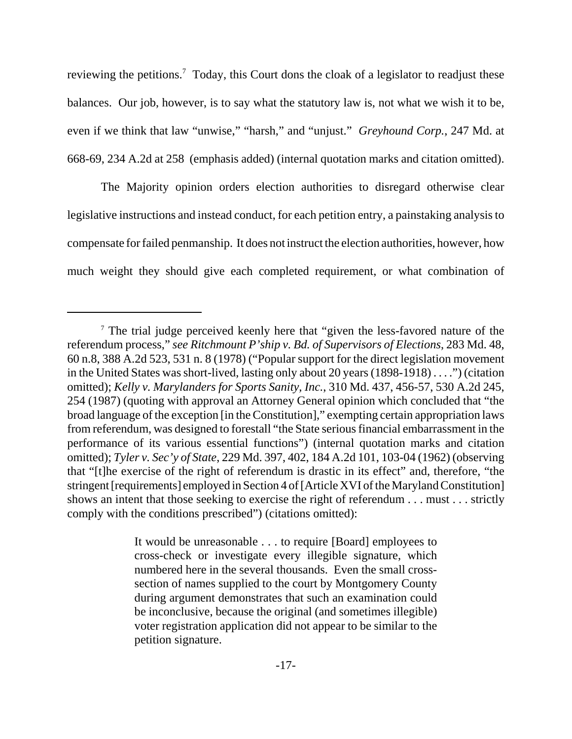reviewing the petitions.[7] Today, this Court dons the cloak of a legislator to readjust these balances. Our job, however, is to say what the statutory law is, not what we wish it to be, even if we think that law "unwise," "harsh," and "unjust." *Greyhound Corp.*, 247 Md. at 668-69, 234 A.2d at 258 (emphasis added) (internal quotation marks and citation omitted).

The Majority opinion orders election authorities to disregard otherwise clear legislative instructions and instead conduct, for each petition entry, a painstaking analysis to compensate for failed penmanship. It does not instruct the election authorities, however, how much weight they should give each completed requirement, or what combination of

---

[7] The trial judge perceived keenly here that "given the less-favored nature of the referendum process," *see Ritchmount P'ship v. Bd. of Supervisors of Elections*, 283 Md. 48, 60 n.8, 388 A.2d 523, 531 n. 8 (1978) ("Popular support for the direct legislation movement in the United States was short-lived, lasting only about 20 years (1898-1918) . . . .") (citation omitted); *Kelly v. Marylanders for Sports Sanity, Inc.*, 310 Md. 437, 456-57, 530 A.2d 245, 254 (1987) (quoting with approval an Attorney General opinion which concluded that "the broad language of the exception [in the Constitution]," exempting certain appropriation laws from referendum, was designed to forestall "the State serious financial embarrassment in the performance of its various essential functions") (internal quotation marks and citation omitted); *Tyler v. Sec'y of State*, 229 Md. 397, 402, 184 A.2d 101, 103-04 (1962) (observing that "[t]he exercise of the right of referendum is drastic in its effect" and, therefore, "the stringent [requirements] employed in Section 4 of [Article XVI of the Maryland Constitution] shows an intent that those seeking to exercise the right of referendum . . . must . . . strictly comply with the conditions prescribed") (citations omitted):

> It would be unreasonable . . . to require [Board] employees to cross-check or investigate every illegible signature, which numbered here in the several thousands. Even the small cross-section of names supplied to the court by Montgomery County during argument demonstrates that such an examination could be inconclusive, because the original (and sometimes illegible) voter registration application did not appear to be similar to the petition signature.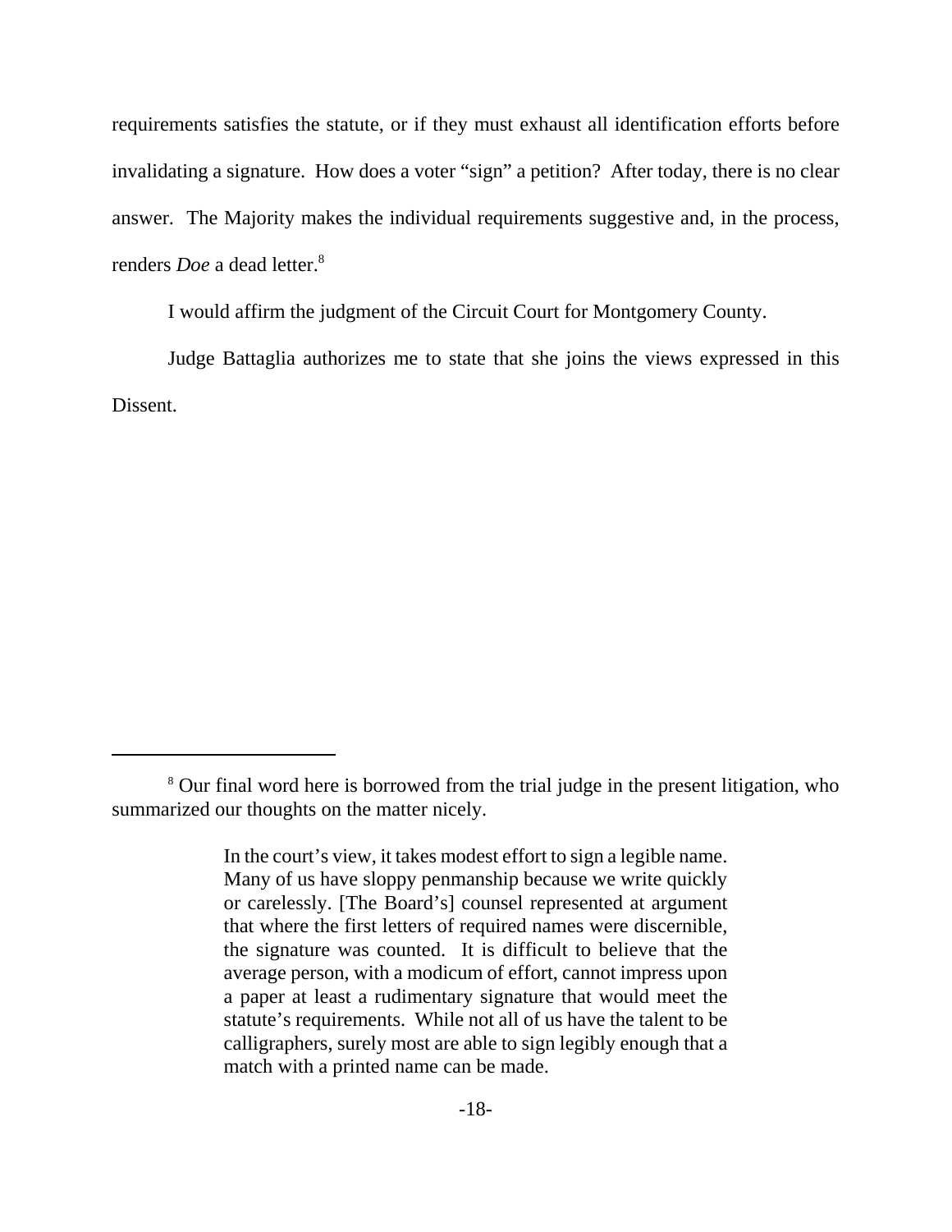requirements satisfies the statute, or if they must exhaust all identification efforts before invalidating a signature. How does a voter "sign" a petition? After today, there is no clear answer. The Majority makes the individual requirements suggestive and, in the process, renders *Doe* a dead letter.[8]

I would affirm the judgment of the Circuit Court for Montgomery County.

Judge Battaglia authorizes me to state that she joins the views expressed in this Dissent.

---

[8] Our final word here is borrowed from the trial judge in the present litigation, who summarized our thoughts on the matter nicely.

> In the court's view, it takes modest effort to sign a legible name. Many of us have sloppy penmanship because we write quickly or carelessly. [The Board's] counsel represented at argument that where the first letters of required names were discernible, the signature was counted. It is difficult to believe that the average person, with a modicum of effort, cannot impress upon a paper at least a rudimentary signature that would meet the statute's requirements. While not all of us have the talent to be calligraphers, surely most are able to sign legibly enough that a match with a printed name can be made.